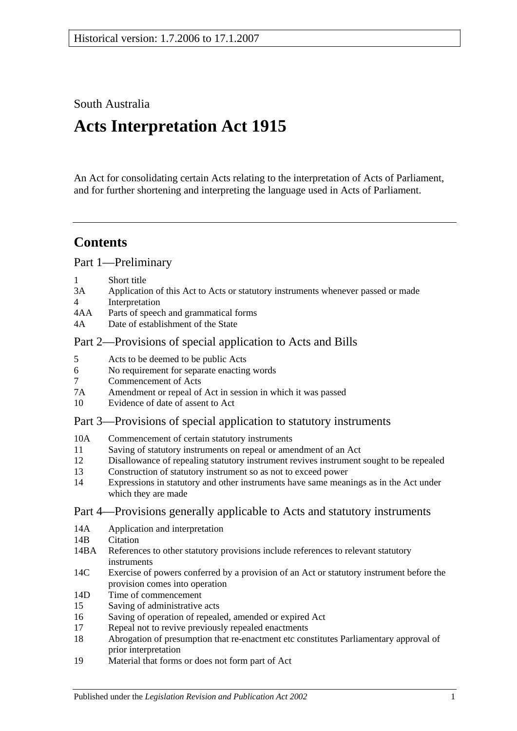South Australia

# Acts Interpretation Act 1915

An Act for consolidating certain Acts relating to the interpretation of Acts of Parliament, and for further shortening and interpreting the language used in Acts of Parliament.

## Contents

### Part 1—Preliminary

1 Short title
3A Application of this Act to Acts or statutory instruments whenever passed or made
4 Interpretation
4AA Parts of speech and grammatical forms
4A Date of establishment of the State

### Part 2—Provisions of special application to Acts and Bills

5 Acts to be deemed to be public Acts
6 No requirement for separate enacting words
7 Commencement of Acts
7A Amendment or repeal of Act in session in which it was passed
10 Evidence of date of assent to Act

### Part 3—Provisions of special application to statutory instruments

10A Commencement of certain statutory instruments
11 Saving of statutory instruments on repeal or amendment of an Act
12 Disallowance of repealing statutory instrument revives instrument sought to be repealed
13 Construction of statutory instrument so as not to exceed power
14 Expressions in statutory and other instruments have same meanings as in the Act under which they are made

### Part 4—Provisions generally applicable to Acts and statutory instruments

14A Application and interpretation
14B Citation
14BA References to other statutory provisions include references to relevant statutory instruments
14C Exercise of powers conferred by a provision of an Act or statutory instrument before the provision comes into operation
14D Time of commencement
15 Saving of administrative acts
16 Saving of operation of repealed, amended or expired Act
17 Repeal not to revive previously repealed enactments
18 Abrogation of presumption that re-enactment etc constitutes Parliamentary approval of prior interpretation
19 Material that forms or does not form part of Act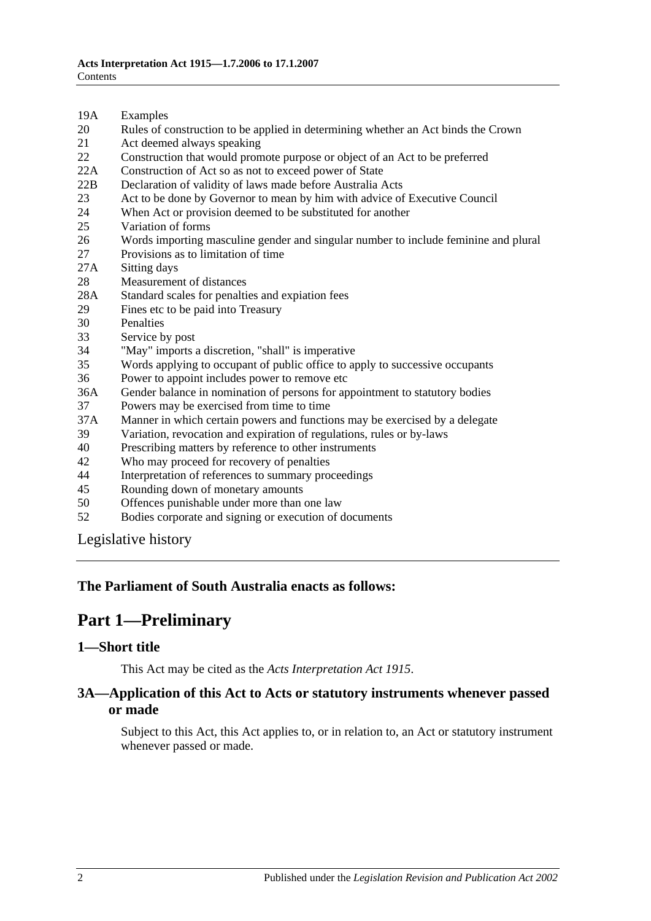19A Examples
20 Rules of construction to be applied in determining whether an Act binds the Crown
21 Act deemed always speaking
22 Construction that would promote purpose or object of an Act to be preferred
22A Construction of Act so as not to exceed power of State
22B Declaration of validity of laws made before Australia Acts
23 Act to be done by Governor to mean by him with advice of Executive Council
24 When Act or provision deemed to be substituted for another
25 Variation of forms
26 Words importing masculine gender and singular number to include feminine and plural
27 Provisions as to limitation of time
27A Sitting days
28 Measurement of distances
28A Standard scales for penalties and expiation fees
29 Fines etc to be paid into Treasury
30 Penalties
33 Service by post
34 "May" imports a discretion, "shall" is imperative
35 Words applying to occupant of public office to apply to successive occupants
36 Power to appoint includes power to remove etc
36A Gender balance in nomination of persons for appointment to statutory bodies
37 Powers may be exercised from time to time
37A Manner in which certain powers and functions may be exercised by a delegate
39 Variation, revocation and expiration of regulations, rules or by-laws
40 Prescribing matters by reference to other instruments
42 Who may proceed for recovery of penalties
44 Interpretation of references to summary proceedings
45 Rounding down of monetary amounts
50 Offences punishable under more than one law
52 Bodies corporate and signing or execution of documents

Legislative history

**The Parliament of South Australia enacts as follows:**

# Part 1—Preliminary

## 1—Short title

This Act may be cited as the *Acts Interpretation Act 1915*.

## 3A—Application of this Act to Acts or statutory instruments whenever passed or made

Subject to this Act, this Act applies to, or in relation to, an Act or statutory instrument whenever passed or made.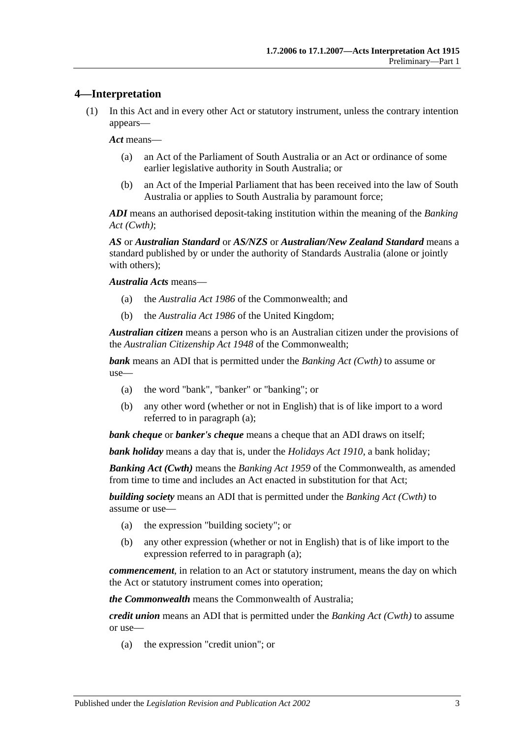## 4—Interpretation

(1) In this Act and in every other Act or statutory instrument, unless the contrary intention appears—

***Act*** means—

(a) an Act of the Parliament of South Australia or an Act or ordinance of some earlier legislative authority in South Australia; or

(b) an Act of the Imperial Parliament that has been received into the law of South Australia or applies to South Australia by paramount force;

***ADI*** means an authorised deposit-taking institution within the meaning of the *Banking Act (Cwth)*;

***AS*** or ***Australian Standard*** or ***AS/NZS*** or ***Australian/New Zealand Standard*** means a standard published by or under the authority of Standards Australia (alone or jointly with others);

***Australia Acts*** means—

(a) the *Australia Act 1986* of the Commonwealth; and

(b) the *Australia Act 1986* of the United Kingdom;

***Australian citizen*** means a person who is an Australian citizen under the provisions of the *Australian Citizenship Act 1948* of the Commonwealth;

***bank*** means an ADI that is permitted under the *Banking Act (Cwth)* to assume or use—

(a) the word "bank", "banker" or "banking"; or

(b) any other word (whether or not in English) that is of like import to a word referred to in paragraph (a);

***bank cheque*** or ***banker's cheque*** means a cheque that an ADI draws on itself;

***bank holiday*** means a day that is, under the *Holidays Act 1910*, a bank holiday;

***Banking Act (Cwth)*** means the *Banking Act 1959* of the Commonwealth, as amended from time to time and includes an Act enacted in substitution for that Act;

***building society*** means an ADI that is permitted under the *Banking Act (Cwth)* to assume or use—

(a) the expression "building society"; or

(b) any other expression (whether or not in English) that is of like import to the expression referred to in paragraph (a);

***commencement***, in relation to an Act or statutory instrument, means the day on which the Act or statutory instrument comes into operation;

***the Commonwealth*** means the Commonwealth of Australia;

***credit union*** means an ADI that is permitted under the *Banking Act (Cwth)* to assume or use—

(a) the expression "credit union"; or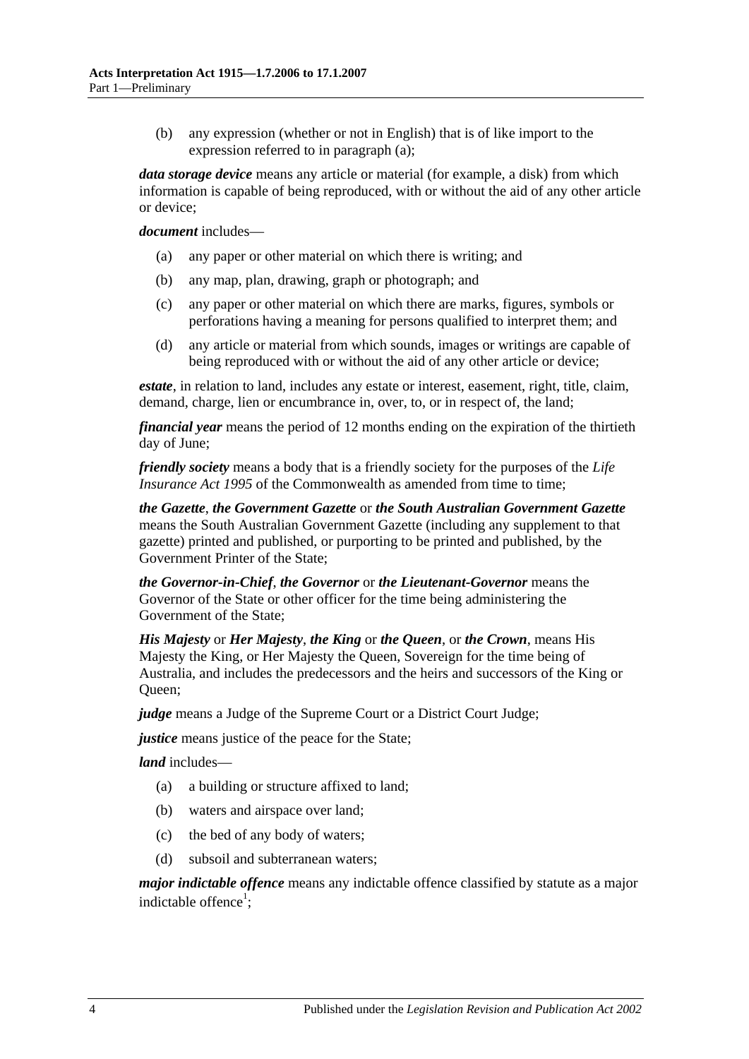(b) any expression (whether or not in English) that is of like import to the expression referred to in paragraph (a);

***data storage device*** means any article or material (for example, a disk) from which information is capable of being reproduced, with or without the aid of any other article or device;

***document*** includes—

(a) any paper or other material on which there is writing; and

(b) any map, plan, drawing, graph or photograph; and

(c) any paper or other material on which there are marks, figures, symbols or perforations having a meaning for persons qualified to interpret them; and

(d) any article or material from which sounds, images or writings are capable of being reproduced with or without the aid of any other article or device;

***estate***, in relation to land, includes any estate or interest, easement, right, title, claim, demand, charge, lien or encumbrance in, over, to, or in respect of, the land;

***financial year*** means the period of 12 months ending on the expiration of the thirtieth day of June;

***friendly society*** means a body that is a friendly society for the purposes of the *Life Insurance Act 1995* of the Commonwealth as amended from time to time;

***the Gazette***, ***the Government Gazette*** or ***the South Australian Government Gazette*** means the South Australian Government Gazette (including any supplement to that gazette) printed and published, or purporting to be printed and published, by the Government Printer of the State;

***the Governor-in-Chief***, ***the Governor*** or ***the Lieutenant-Governor*** means the Governor of the State or other officer for the time being administering the Government of the State;

***His Majesty*** or ***Her Majesty***, ***the King*** or ***the Queen***, or ***the Crown***, means His Majesty the King, or Her Majesty the Queen, Sovereign for the time being of Australia, and includes the predecessors and the heirs and successors of the King or Queen;

***judge*** means a Judge of the Supreme Court or a District Court Judge;

***justice*** means justice of the peace for the State;

***land*** includes—

(a) a building or structure affixed to land;

(b) waters and airspace over land;

(c) the bed of any body of waters;

(d) subsoil and subterranean waters;

***major indictable offence*** means any indictable offence classified by statute as a major indictable offence[1];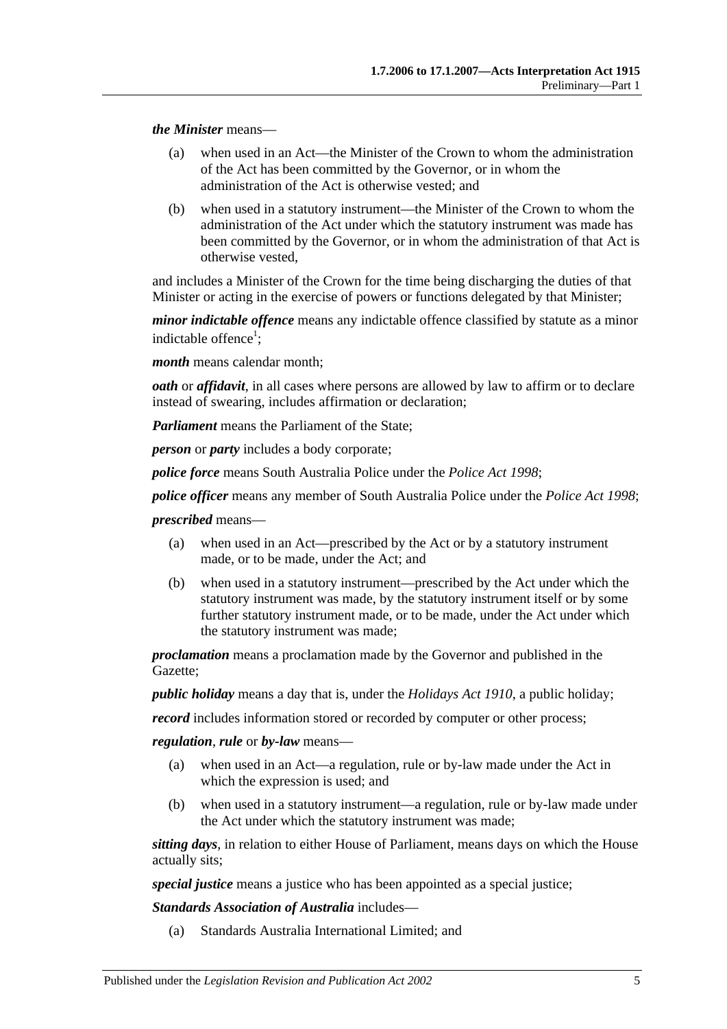***the Minister*** means—

(a) when used in an Act—the Minister of the Crown to whom the administration of the Act has been committed by the Governor, or in whom the administration of the Act is otherwise vested; and

(b) when used in a statutory instrument—the Minister of the Crown to whom the administration of the Act under which the statutory instrument was made has been committed by the Governor, or in whom the administration of that Act is otherwise vested,

and includes a Minister of the Crown for the time being discharging the duties of that Minister or acting in the exercise of powers or functions delegated by that Minister;

***minor indictable offence*** means any indictable offence classified by statute as a minor indictable offence[1];

***month*** means calendar month;

***oath*** or ***affidavit***, in all cases where persons are allowed by law to affirm or to declare instead of swearing, includes affirmation or declaration;

***Parliament*** means the Parliament of the State;

***person*** or ***party*** includes a body corporate;

***police force*** means South Australia Police under the *Police Act 1998*;

***police officer*** means any member of South Australia Police under the *Police Act 1998*;

***prescribed*** means—

(a) when used in an Act—prescribed by the Act or by a statutory instrument made, or to be made, under the Act; and

(b) when used in a statutory instrument—prescribed by the Act under which the statutory instrument was made, by the statutory instrument itself or by some further statutory instrument made, or to be made, under the Act under which the statutory instrument was made;

***proclamation*** means a proclamation made by the Governor and published in the Gazette;

***public holiday*** means a day that is, under the *Holidays Act 1910*, a public holiday;

***record*** includes information stored or recorded by computer or other process;

***regulation***, ***rule*** or ***by-law*** means—

(a) when used in an Act—a regulation, rule or by-law made under the Act in which the expression is used; and

(b) when used in a statutory instrument—a regulation, rule or by-law made under the Act under which the statutory instrument was made;

***sitting days***, in relation to either House of Parliament, means days on which the House actually sits;

***special justice*** means a justice who has been appointed as a special justice;

***Standards Association of Australia*** includes—

(a) Standards Australia International Limited; and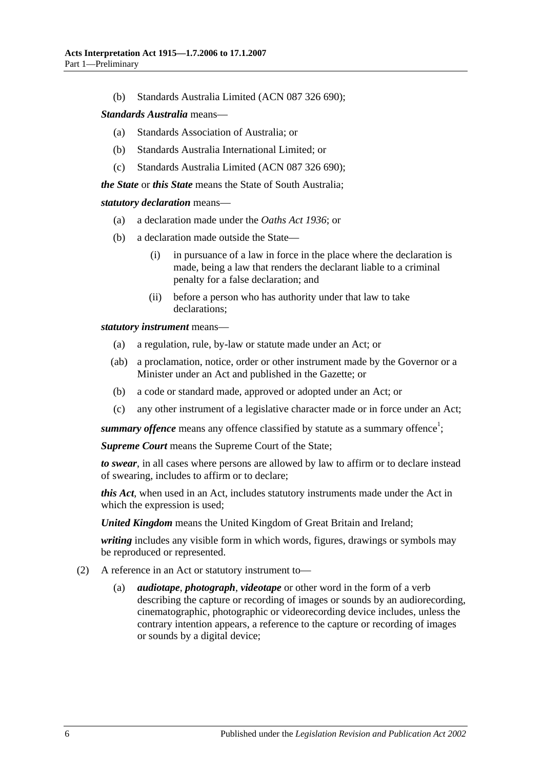(b) Standards Australia Limited (ACN 087 326 690);

***Standards Australia*** means—

(a) Standards Association of Australia; or

(b) Standards Australia International Limited; or

(c) Standards Australia Limited (ACN 087 326 690);

***the State*** or ***this State*** means the State of South Australia;

***statutory declaration*** means—

(a) a declaration made under the *Oaths Act 1936*; or

(b) a declaration made outside the State—

  (i) in pursuance of a law in force in the place where the declaration is made, being a law that renders the declarant liable to a criminal penalty for a false declaration; and

  (ii) before a person who has authority under that law to take declarations;

***statutory instrument*** means—

(a) a regulation, rule, by-law or statute made under an Act; or

(ab) a proclamation, notice, order or other instrument made by the Governor or a Minister under an Act and published in the Gazette; or

(b) a code or standard made, approved or adopted under an Act; or

(c) any other instrument of a legislative character made or in force under an Act;

***summary offence*** means any offence classified by statute as a summary offence[1];

***Supreme Court*** means the Supreme Court of the State;

***to swear***, in all cases where persons are allowed by law to affirm or to declare instead of swearing, includes to affirm or to declare;

***this Act***, when used in an Act, includes statutory instruments made under the Act in which the expression is used;

***United Kingdom*** means the United Kingdom of Great Britain and Ireland;

***writing*** includes any visible form in which words, figures, drawings or symbols may be reproduced or represented.

(2) A reference in an Act or statutory instrument to—

(a) ***audiotape***, ***photograph***, ***videotape*** or other word in the form of a verb describing the capture or recording of images or sounds by an audiorecording, cinematographic, photographic or videorecording device includes, unless the contrary intention appears, a reference to the capture or recording of images or sounds by a digital device;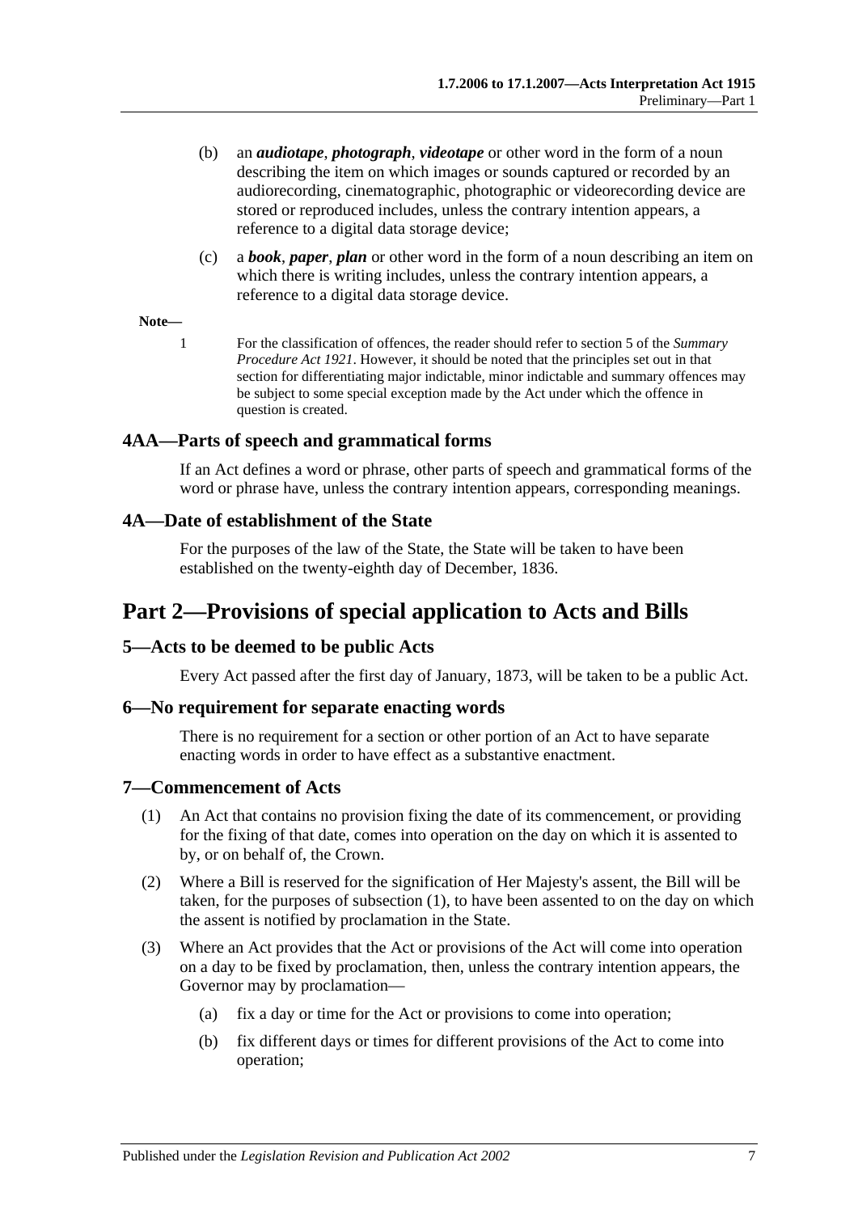(b) an ***audiotape***, ***photograph***, ***videotape*** or other word in the form of a noun describing the item on which images or sounds captured or recorded by an audiorecording, cinematographic, photographic or videorecording device are stored or reproduced includes, unless the contrary intention appears, a reference to a digital data storage device;

(c) a ***book***, ***paper***, ***plan*** or other word in the form of a noun describing an item on which there is writing includes, unless the contrary intention appears, a reference to a digital data storage device.

**Note—**

1 For the classification of offences, the reader should refer to section 5 of the *Summary Procedure Act 1921*. However, it should be noted that the principles set out in that section for differentiating major indictable, minor indictable and summary offences may be subject to some special exception made by the Act under which the offence in question is created.

### 4AA—Parts of speech and grammatical forms

If an Act defines a word or phrase, other parts of speech and grammatical forms of the word or phrase have, unless the contrary intention appears, corresponding meanings.

### 4A—Date of establishment of the State

For the purposes of the law of the State, the State will be taken to have been established on the twenty-eighth day of December, 1836.

## Part 2—Provisions of special application to Acts and Bills

### 5—Acts to be deemed to be public Acts

Every Act passed after the first day of January, 1873, will be taken to be a public Act.

### 6—No requirement for separate enacting words

There is no requirement for a section or other portion of an Act to have separate enacting words in order to have effect as a substantive enactment.

### 7—Commencement of Acts

(1) An Act that contains no provision fixing the date of its commencement, or providing for the fixing of that date, comes into operation on the day on which it is assented to by, or on behalf of, the Crown.

(2) Where a Bill is reserved for the signification of Her Majesty's assent, the Bill will be taken, for the purposes of subsection (1), to have been assented to on the day on which the assent is notified by proclamation in the State.

(3) Where an Act provides that the Act or provisions of the Act will come into operation on a day to be fixed by proclamation, then, unless the contrary intention appears, the Governor may by proclamation—

(a) fix a day or time for the Act or provisions to come into operation;

(b) fix different days or times for different provisions of the Act to come into operation;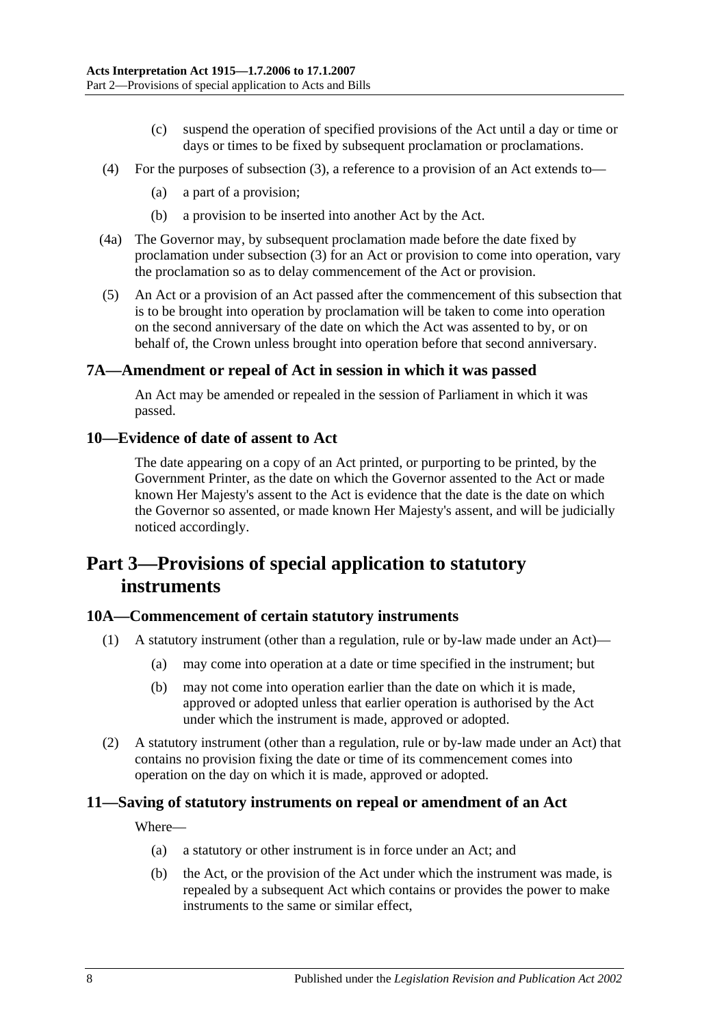(c) suspend the operation of specified provisions of the Act until a day or time or days or times to be fixed by subsequent proclamation or proclamations.

(4) For the purposes of subsection (3), a reference to a provision of an Act extends to—

(a) a part of a provision;

(b) a provision to be inserted into another Act by the Act.

(4a) The Governor may, by subsequent proclamation made before the date fixed by proclamation under subsection (3) for an Act or provision to come into operation, vary the proclamation so as to delay commencement of the Act or provision.

(5) An Act or a provision of an Act passed after the commencement of this subsection that is to be brought into operation by proclamation will be taken to come into operation on the second anniversary of the date on which the Act was assented to by, or on behalf of, the Crown unless brought into operation before that second anniversary.

### 7A—Amendment or repeal of Act in session in which it was passed

An Act may be amended or repealed in the session of Parliament in which it was passed.

### 10—Evidence of date of assent to Act

The date appearing on a copy of an Act printed, or purporting to be printed, by the Government Printer, as the date on which the Governor assented to the Act or made known Her Majesty's assent to the Act is evidence that the date is the date on which the Governor so assented, or made known Her Majesty's assent, and will be judicially noticed accordingly.

## Part 3—Provisions of special application to statutory instruments

### 10A—Commencement of certain statutory instruments

(1) A statutory instrument (other than a regulation, rule or by-law made under an Act)—

(a) may come into operation at a date or time specified in the instrument; but

(b) may not come into operation earlier than the date on which it is made, approved or adopted unless that earlier operation is authorised by the Act under which the instrument is made, approved or adopted.

(2) A statutory instrument (other than a regulation, rule or by-law made under an Act) that contains no provision fixing the date or time of its commencement comes into operation on the day on which it is made, approved or adopted.

### 11—Saving of statutory instruments on repeal or amendment of an Act

Where—

(a) a statutory or other instrument is in force under an Act; and

(b) the Act, or the provision of the Act under which the instrument was made, is repealed by a subsequent Act which contains or provides the power to make instruments to the same or similar effect,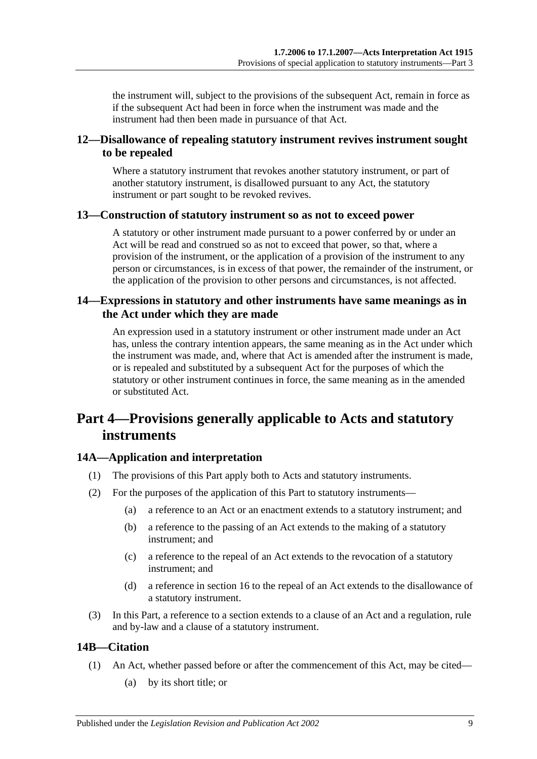the instrument will, subject to the provisions of the subsequent Act, remain in force as if the subsequent Act had been in force when the instrument was made and the instrument had then been made in pursuance of that Act.

### 12—Disallowance of repealing statutory instrument revives instrument sought to be repealed

Where a statutory instrument that revokes another statutory instrument, or part of another statutory instrument, is disallowed pursuant to any Act, the statutory instrument or part sought to be revoked revives.

### 13—Construction of statutory instrument so as not to exceed power

A statutory or other instrument made pursuant to a power conferred by or under an Act will be read and construed so as not to exceed that power, so that, where a provision of the instrument, or the application of a provision of the instrument to any person or circumstances, is in excess of that power, the remainder of the instrument, or the application of the provision to other persons and circumstances, is not affected.

### 14—Expressions in statutory and other instruments have same meanings as in the Act under which they are made

An expression used in a statutory instrument or other instrument made under an Act has, unless the contrary intention appears, the same meaning as in the Act under which the instrument was made, and, where that Act is amended after the instrument is made, or is repealed and substituted by a subsequent Act for the purposes of which the statutory or other instrument continues in force, the same meaning as in the amended or substituted Act.

## Part 4—Provisions generally applicable to Acts and statutory instruments

### 14A—Application and interpretation

(1) The provisions of this Part apply both to Acts and statutory instruments.

(2) For the purposes of the application of this Part to statutory instruments—

  (a) a reference to an Act or an enactment extends to a statutory instrument; and

  (b) a reference to the passing of an Act extends to the making of a statutory instrument; and

  (c) a reference to the repeal of an Act extends to the revocation of a statutory instrument; and

  (d) a reference in section 16 to the repeal of an Act extends to the disallowance of a statutory instrument.

(3) In this Part, a reference to a section extends to a clause of an Act and a regulation, rule and by-law and a clause of a statutory instrument.

### 14B—Citation

(1) An Act, whether passed before or after the commencement of this Act, may be cited—

  (a) by its short title; or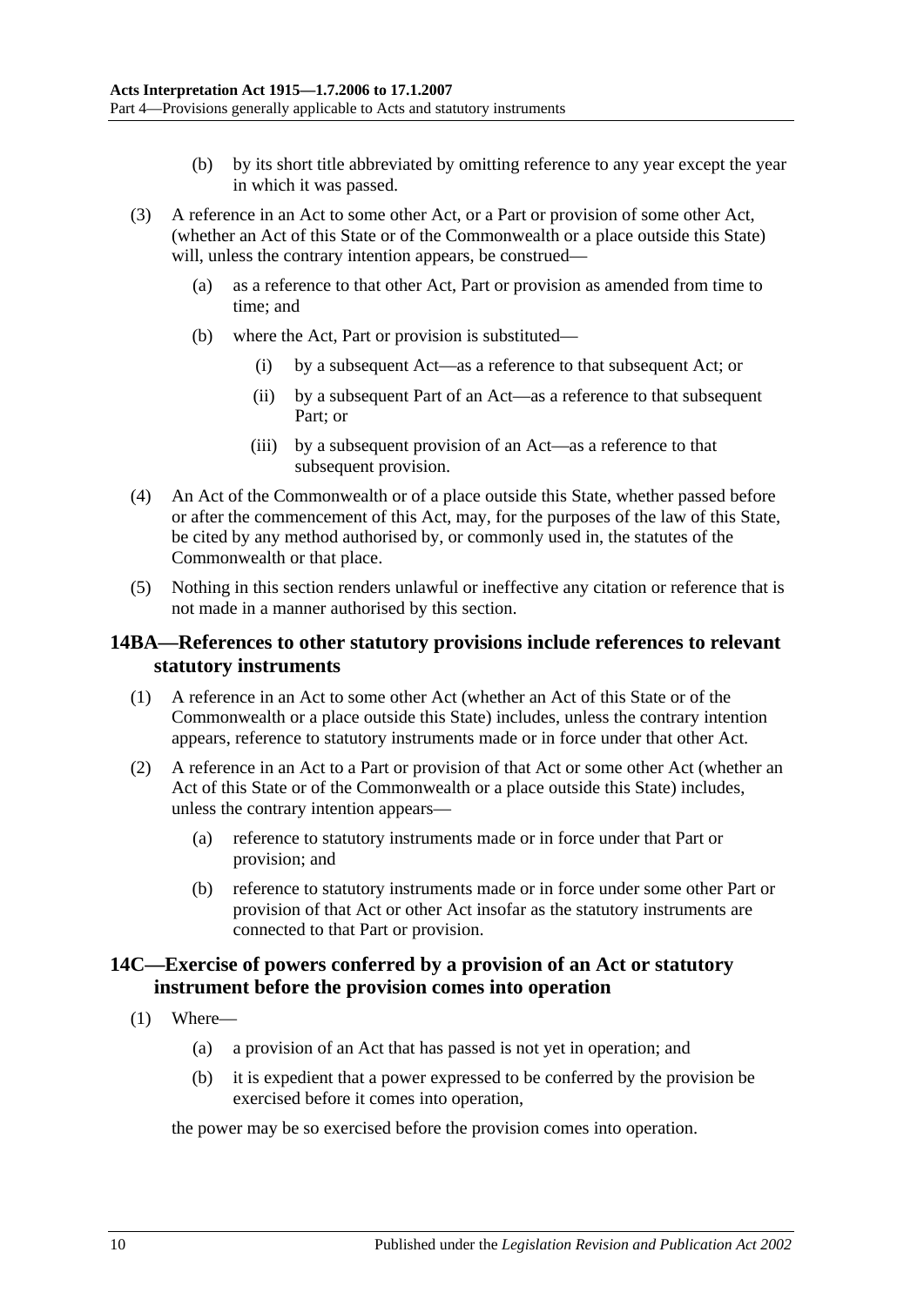(b) by its short title abbreviated by omitting reference to any year except the year in which it was passed.

(3) A reference in an Act to some other Act, or a Part or provision of some other Act, (whether an Act of this State or of the Commonwealth or a place outside this State) will, unless the contrary intention appears, be construed—

(a) as a reference to that other Act, Part or provision as amended from time to time; and

(b) where the Act, Part or provision is substituted—

(i) by a subsequent Act—as a reference to that subsequent Act; or

(ii) by a subsequent Part of an Act—as a reference to that subsequent Part; or

(iii) by a subsequent provision of an Act—as a reference to that subsequent provision.

(4) An Act of the Commonwealth or of a place outside this State, whether passed before or after the commencement of this Act, may, for the purposes of the law of this State, be cited by any method authorised by, or commonly used in, the statutes of the Commonwealth or that place.

(5) Nothing in this section renders unlawful or ineffective any citation or reference that is not made in a manner authorised by this section.

## 14BA—References to other statutory provisions include references to relevant statutory instruments

(1) A reference in an Act to some other Act (whether an Act of this State or of the Commonwealth or a place outside this State) includes, unless the contrary intention appears, reference to statutory instruments made or in force under that other Act.

(2) A reference in an Act to a Part or provision of that Act or some other Act (whether an Act of this State or of the Commonwealth or a place outside this State) includes, unless the contrary intention appears—

(a) reference to statutory instruments made or in force under that Part or provision; and

(b) reference to statutory instruments made or in force under some other Part or provision of that Act or other Act insofar as the statutory instruments are connected to that Part or provision.

## 14C—Exercise of powers conferred by a provision of an Act or statutory instrument before the provision comes into operation

(1) Where—

(a) a provision of an Act that has passed is not yet in operation; and

(b) it is expedient that a power expressed to be conferred by the provision be exercised before it comes into operation,

the power may be so exercised before the provision comes into operation.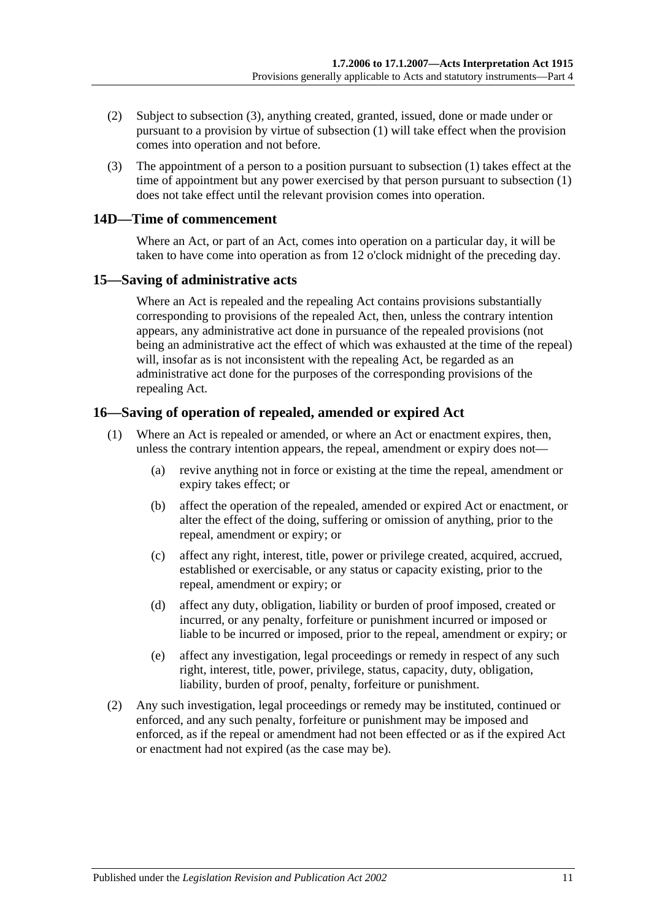(2) Subject to subsection (3), anything created, granted, issued, done or made under or pursuant to a provision by virtue of subsection (1) will take effect when the provision comes into operation and not before.

(3) The appointment of a person to a position pursuant to subsection (1) takes effect at the time of appointment but any power exercised by that person pursuant to subsection (1) does not take effect until the relevant provision comes into operation.

## 14D—Time of commencement

Where an Act, or part of an Act, comes into operation on a particular day, it will be taken to have come into operation as from 12 o'clock midnight of the preceding day.

## 15—Saving of administrative acts

Where an Act is repealed and the repealing Act contains provisions substantially corresponding to provisions of the repealed Act, then, unless the contrary intention appears, any administrative act done in pursuance of the repealed provisions (not being an administrative act the effect of which was exhausted at the time of the repeal) will, insofar as is not inconsistent with the repealing Act, be regarded as an administrative act done for the purposes of the corresponding provisions of the repealing Act.

## 16—Saving of operation of repealed, amended or expired Act

(1) Where an Act is repealed or amended, or where an Act or enactment expires, then, unless the contrary intention appears, the repeal, amendment or expiry does not—

(a) revive anything not in force or existing at the time the repeal, amendment or expiry takes effect; or

(b) affect the operation of the repealed, amended or expired Act or enactment, or alter the effect of the doing, suffering or omission of anything, prior to the repeal, amendment or expiry; or

(c) affect any right, interest, title, power or privilege created, acquired, accrued, established or exercisable, or any status or capacity existing, prior to the repeal, amendment or expiry; or

(d) affect any duty, obligation, liability or burden of proof imposed, created or incurred, or any penalty, forfeiture or punishment incurred or imposed or liable to be incurred or imposed, prior to the repeal, amendment or expiry; or

(e) affect any investigation, legal proceedings or remedy in respect of any such right, interest, title, power, privilege, status, capacity, duty, obligation, liability, burden of proof, penalty, forfeiture or punishment.

(2) Any such investigation, legal proceedings or remedy may be instituted, continued or enforced, and any such penalty, forfeiture or punishment may be imposed and enforced, as if the repeal or amendment had not been effected or as if the expired Act or enactment had not expired (as the case may be).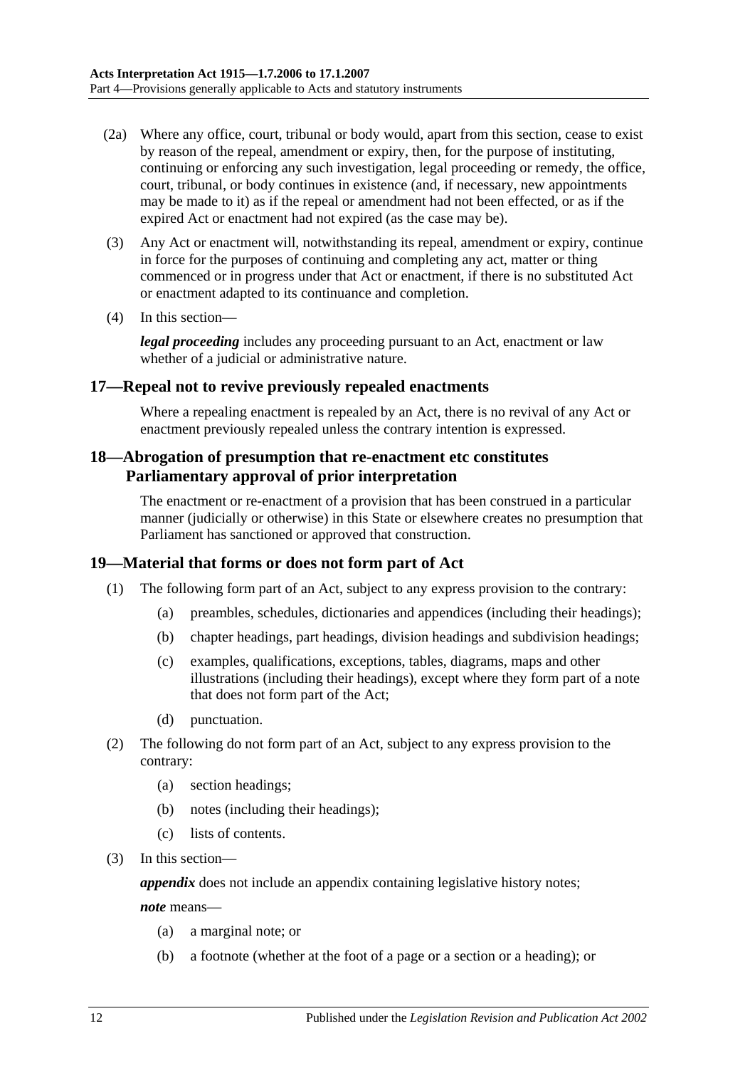(2a) Where any office, court, tribunal or body would, apart from this section, cease to exist by reason of the repeal, amendment or expiry, then, for the purpose of instituting, continuing or enforcing any such investigation, legal proceeding or remedy, the office, court, tribunal, or body continues in existence (and, if necessary, new appointments may be made to it) as if the repeal or amendment had not been effected, or as if the expired Act or enactment had not expired (as the case may be).

(3) Any Act or enactment will, notwithstanding its repeal, amendment or expiry, continue in force for the purposes of continuing and completing any act, matter or thing commenced or in progress under that Act or enactment, if there is no substituted Act or enactment adapted to its continuance and completion.

(4) In this section—

***legal proceeding*** includes any proceeding pursuant to an Act, enactment or law whether of a judicial or administrative nature.

## 17—Repeal not to revive previously repealed enactments

Where a repealing enactment is repealed by an Act, there is no revival of any Act or enactment previously repealed unless the contrary intention is expressed.

## 18—Abrogation of presumption that re-enactment etc constitutes Parliamentary approval of prior interpretation

The enactment or re-enactment of a provision that has been construed in a particular manner (judicially or otherwise) in this State or elsewhere creates no presumption that Parliament has sanctioned or approved that construction.

## 19—Material that forms or does not form part of Act

(1) The following form part of an Act, subject to any express provision to the contrary:

- (a) preambles, schedules, dictionaries and appendices (including their headings);
- (b) chapter headings, part headings, division headings and subdivision headings;
- (c) examples, qualifications, exceptions, tables, diagrams, maps and other illustrations (including their headings), except where they form part of a note that does not form part of the Act;
- (d) punctuation.

(2) The following do not form part of an Act, subject to any express provision to the contrary:

- (a) section headings;
- (b) notes (including their headings);
- (c) lists of contents.

(3) In this section—

***appendix*** does not include an appendix containing legislative history notes;

***note*** means—

- (a) a marginal note; or
- (b) a footnote (whether at the foot of a page or a section or a heading); or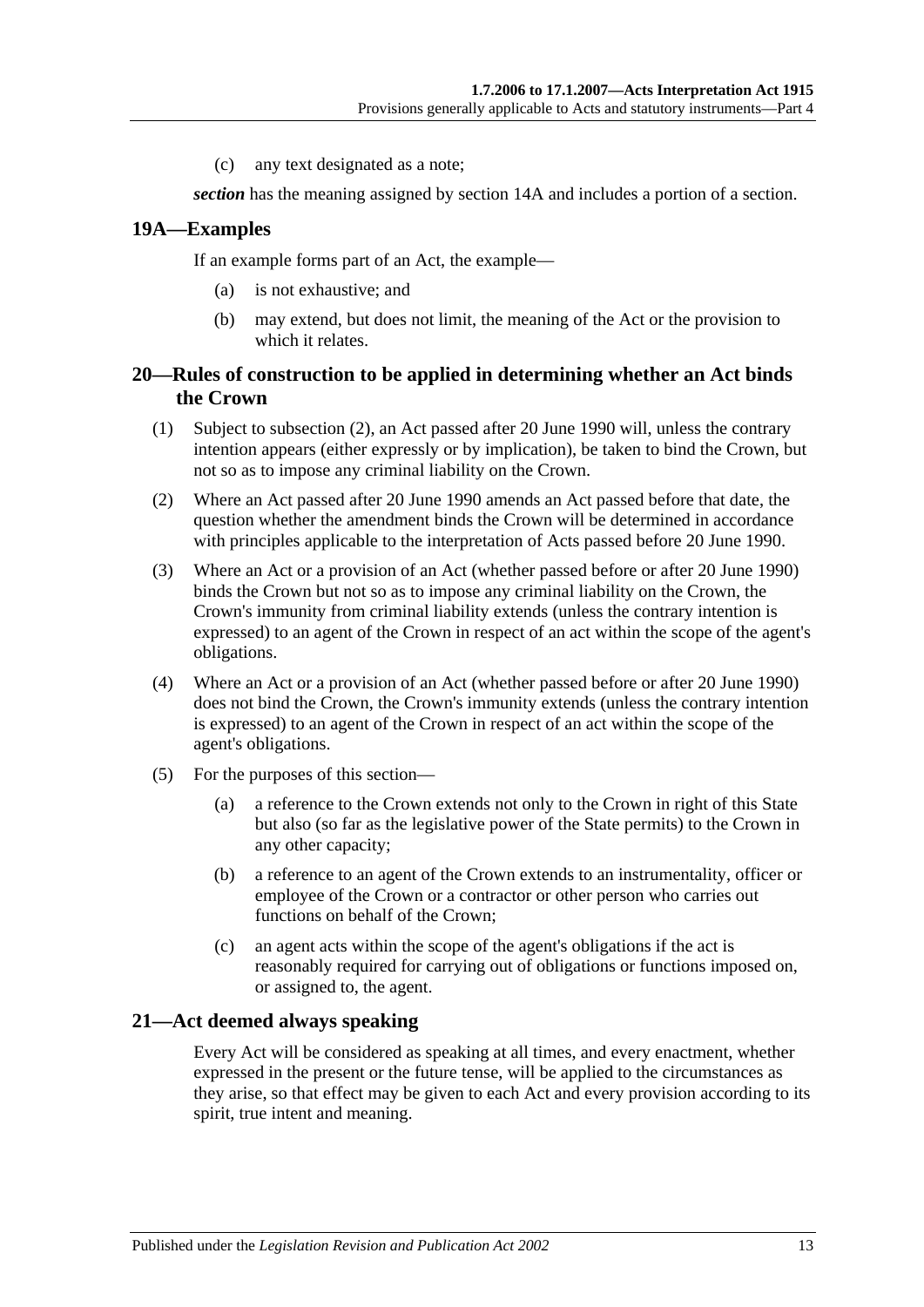(c) any text designated as a note;

***section*** has the meaning assigned by section 14A and includes a portion of a section.

## 19A—Examples

If an example forms part of an Act, the example—

(a) is not exhaustive; and

(b) may extend, but does not limit, the meaning of the Act or the provision to which it relates.

## 20—Rules of construction to be applied in determining whether an Act binds the Crown

(1) Subject to subsection (2), an Act passed after 20 June 1990 will, unless the contrary intention appears (either expressly or by implication), be taken to bind the Crown, but not so as to impose any criminal liability on the Crown.

(2) Where an Act passed after 20 June 1990 amends an Act passed before that date, the question whether the amendment binds the Crown will be determined in accordance with principles applicable to the interpretation of Acts passed before 20 June 1990.

(3) Where an Act or a provision of an Act (whether passed before or after 20 June 1990) binds the Crown but not so as to impose any criminal liability on the Crown, the Crown's immunity from criminal liability extends (unless the contrary intention is expressed) to an agent of the Crown in respect of an act within the scope of the agent's obligations.

(4) Where an Act or a provision of an Act (whether passed before or after 20 June 1990) does not bind the Crown, the Crown's immunity extends (unless the contrary intention is expressed) to an agent of the Crown in respect of an act within the scope of the agent's obligations.

(5) For the purposes of this section—

(a) a reference to the Crown extends not only to the Crown in right of this State but also (so far as the legislative power of the State permits) to the Crown in any other capacity;

(b) a reference to an agent of the Crown extends to an instrumentality, officer or employee of the Crown or a contractor or other person who carries out functions on behalf of the Crown;

(c) an agent acts within the scope of the agent's obligations if the act is reasonably required for carrying out of obligations or functions imposed on, or assigned to, the agent.

## 21—Act deemed always speaking

Every Act will be considered as speaking at all times, and every enactment, whether expressed in the present or the future tense, will be applied to the circumstances as they arise, so that effect may be given to each Act and every provision according to its spirit, true intent and meaning.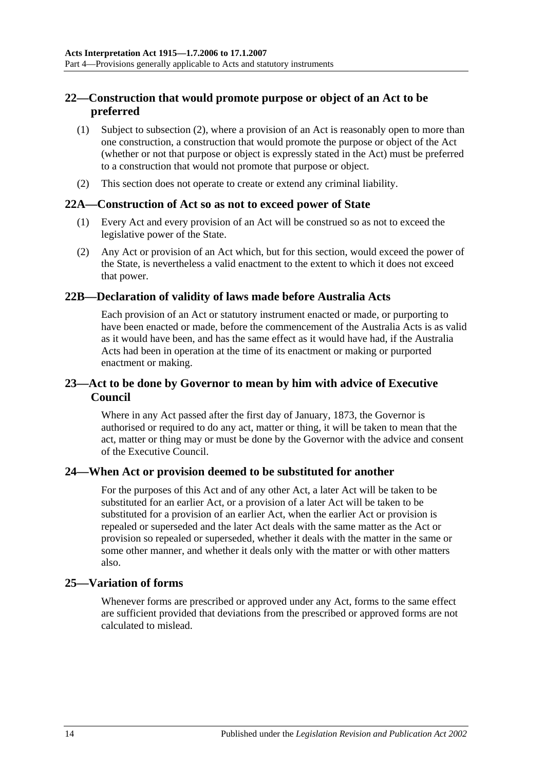## 22—Construction that would promote purpose or object of an Act to be preferred

(1) Subject to subsection (2), where a provision of an Act is reasonably open to more than one construction, a construction that would promote the purpose or object of the Act (whether or not that purpose or object is expressly stated in the Act) must be preferred to a construction that would not promote that purpose or object.

(2) This section does not operate to create or extend any criminal liability.

## 22A—Construction of Act so as not to exceed power of State

(1) Every Act and every provision of an Act will be construed so as not to exceed the legislative power of the State.

(2) Any Act or provision of an Act which, but for this section, would exceed the power of the State, is nevertheless a valid enactment to the extent to which it does not exceed that power.

## 22B—Declaration of validity of laws made before Australia Acts

Each provision of an Act or statutory instrument enacted or made, or purporting to have been enacted or made, before the commencement of the Australia Acts is as valid as it would have been, and has the same effect as it would have had, if the Australia Acts had been in operation at the time of its enactment or making or purported enactment or making.

## 23—Act to be done by Governor to mean by him with advice of Executive Council

Where in any Act passed after the first day of January, 1873, the Governor is authorised or required to do any act, matter or thing, it will be taken to mean that the act, matter or thing may or must be done by the Governor with the advice and consent of the Executive Council.

## 24—When Act or provision deemed to be substituted for another

For the purposes of this Act and of any other Act, a later Act will be taken to be substituted for an earlier Act, or a provision of a later Act will be taken to be substituted for a provision of an earlier Act, when the earlier Act or provision is repealed or superseded and the later Act deals with the same matter as the Act or provision so repealed or superseded, whether it deals with the matter in the same or some other manner, and whether it deals only with the matter or with other matters also.

## 25—Variation of forms

Whenever forms are prescribed or approved under any Act, forms to the same effect are sufficient provided that deviations from the prescribed or approved forms are not calculated to mislead.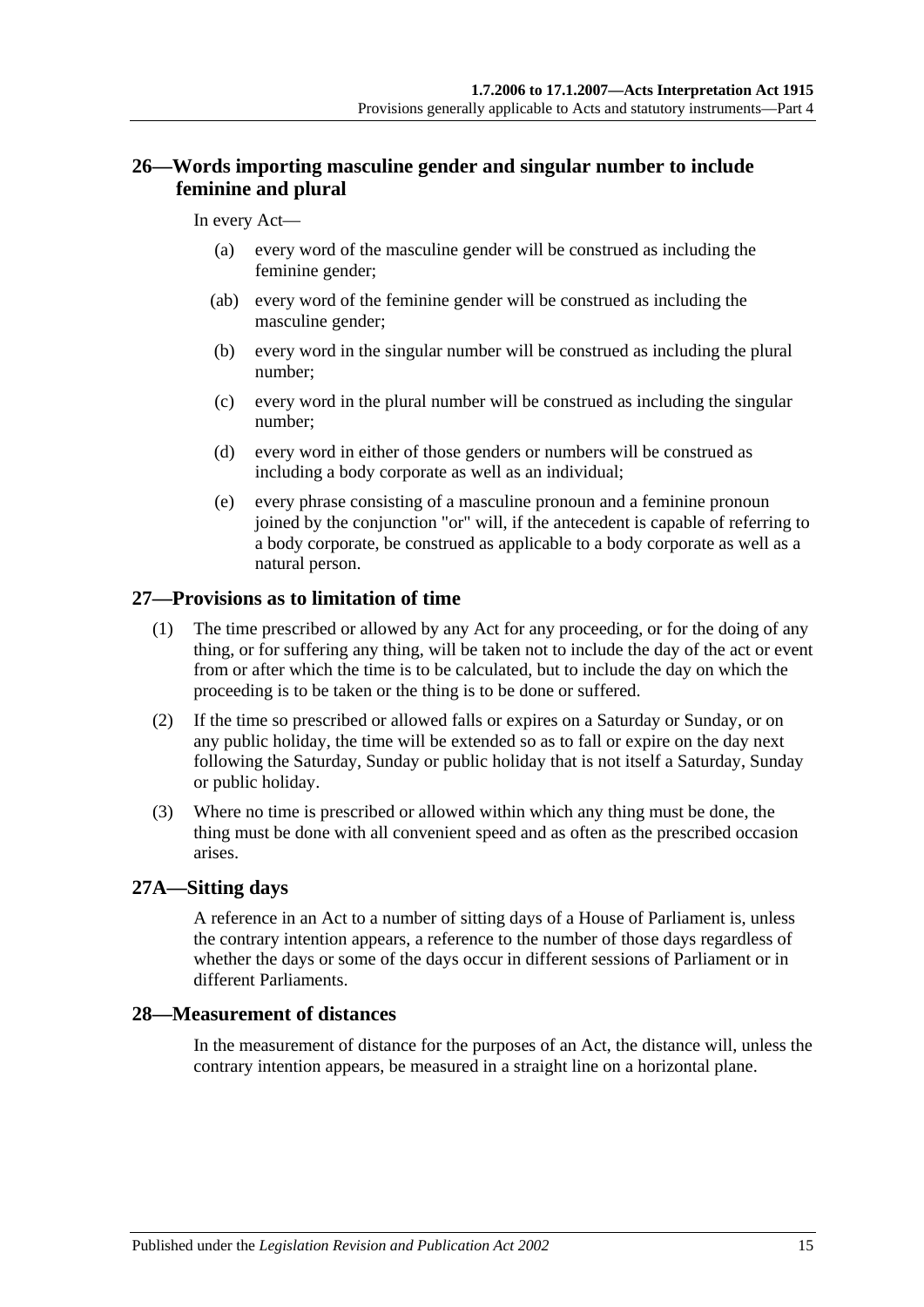## 26—Words importing masculine gender and singular number to include feminine and plural

In every Act—

- (a) every word of the masculine gender will be construed as including the feminine gender;
- (ab) every word of the feminine gender will be construed as including the masculine gender;
- (b) every word in the singular number will be construed as including the plural number;
- (c) every word in the plural number will be construed as including the singular number;
- (d) every word in either of those genders or numbers will be construed as including a body corporate as well as an individual;
- (e) every phrase consisting of a masculine pronoun and a feminine pronoun joined by the conjunction "or" will, if the antecedent is capable of referring to a body corporate, be construed as applicable to a body corporate as well as a natural person.

## 27—Provisions as to limitation of time

(1) The time prescribed or allowed by any Act for any proceeding, or for the doing of any thing, or for suffering any thing, will be taken not to include the day of the act or event from or after which the time is to be calculated, but to include the day on which the proceeding is to be taken or the thing is to be done or suffered.

(2) If the time so prescribed or allowed falls or expires on a Saturday or Sunday, or on any public holiday, the time will be extended so as to fall or expire on the day next following the Saturday, Sunday or public holiday that is not itself a Saturday, Sunday or public holiday.

(3) Where no time is prescribed or allowed within which any thing must be done, the thing must be done with all convenient speed and as often as the prescribed occasion arises.

## 27A—Sitting days

A reference in an Act to a number of sitting days of a House of Parliament is, unless the contrary intention appears, a reference to the number of those days regardless of whether the days or some of the days occur in different sessions of Parliament or in different Parliaments.

## 28—Measurement of distances

In the measurement of distance for the purposes of an Act, the distance will, unless the contrary intention appears, be measured in a straight line on a horizontal plane.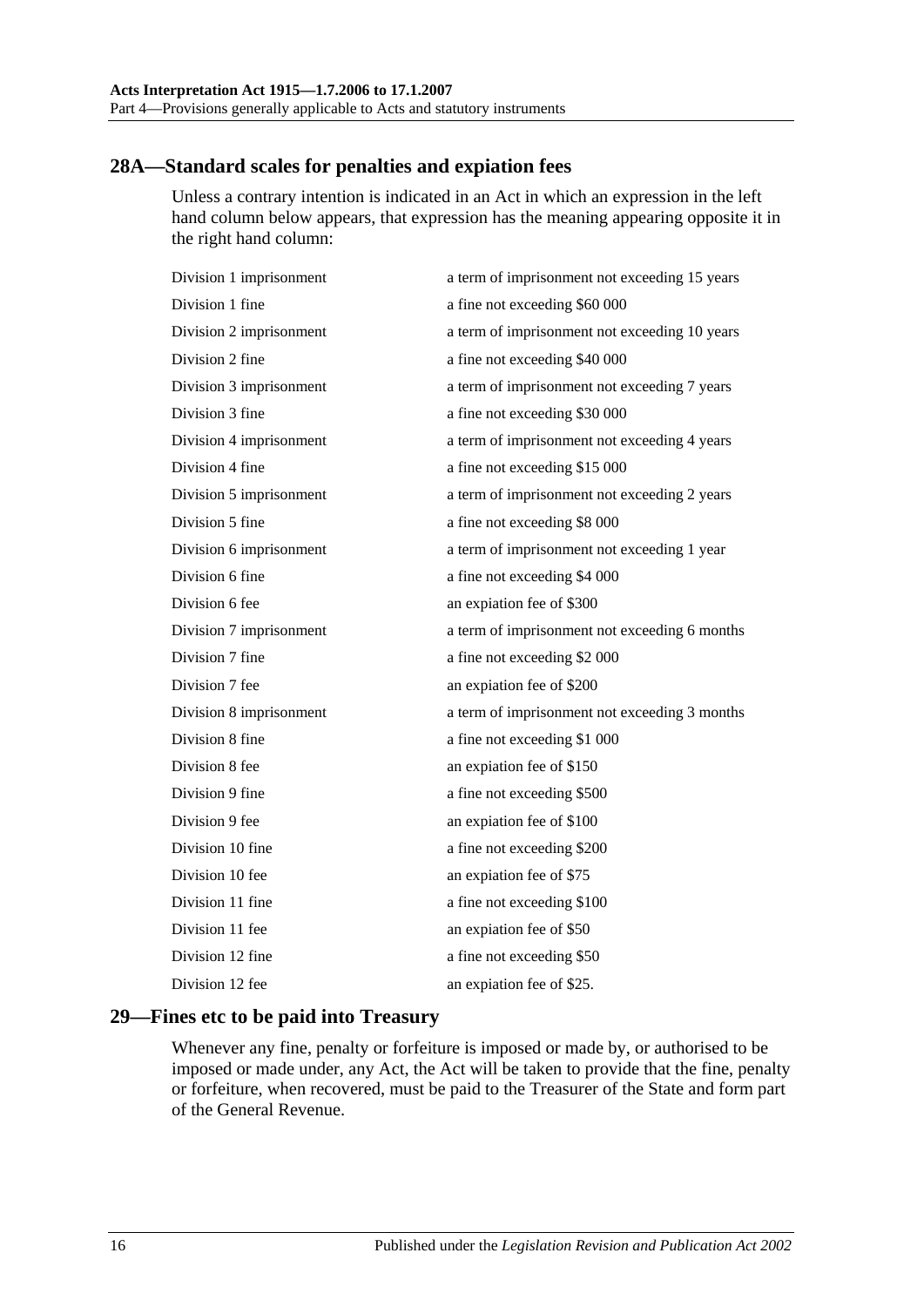## 28A—Standard scales for penalties and expiation fees

Unless a contrary intention is indicated in an Act in which an expression in the left hand column below appears, that expression has the meaning appearing opposite it in the right hand column:

| | |
|---|---|
| Division 1 imprisonment | a term of imprisonment not exceeding 15 years |
| Division 1 fine | a fine not exceeding $60 000 |
| Division 2 imprisonment | a term of imprisonment not exceeding 10 years |
| Division 2 fine | a fine not exceeding $40 000 |
| Division 3 imprisonment | a term of imprisonment not exceeding 7 years |
| Division 3 fine | a fine not exceeding $30 000 |
| Division 4 imprisonment | a term of imprisonment not exceeding 4 years |
| Division 4 fine | a fine not exceeding $15 000 |
| Division 5 imprisonment | a term of imprisonment not exceeding 2 years |
| Division 5 fine | a fine not exceeding $8 000 |
| Division 6 imprisonment | a term of imprisonment not exceeding 1 year |
| Division 6 fine | a fine not exceeding $4 000 |
| Division 6 fee | an expiation fee of $300 |
| Division 7 imprisonment | a term of imprisonment not exceeding 6 months |
| Division 7 fine | a fine not exceeding $2 000 |
| Division 7 fee | an expiation fee of $200 |
| Division 8 imprisonment | a term of imprisonment not exceeding 3 months |
| Division 8 fine | a fine not exceeding $1 000 |
| Division 8 fee | an expiation fee of $150 |
| Division 9 fine | a fine not exceeding $500 |
| Division 9 fee | an expiation fee of $100 |
| Division 10 fine | a fine not exceeding $200 |
| Division 10 fee | an expiation fee of $75 |
| Division 11 fine | a fine not exceeding $100 |
| Division 11 fee | an expiation fee of $50 |
| Division 12 fine | a fine not exceeding $50 |
| Division 12 fee | an expiation fee of $25. |

## 29—Fines etc to be paid into Treasury

Whenever any fine, penalty or forfeiture is imposed or made by, or authorised to be imposed or made under, any Act, the Act will be taken to provide that the fine, penalty or forfeiture, when recovered, must be paid to the Treasurer of the State and form part of the General Revenue.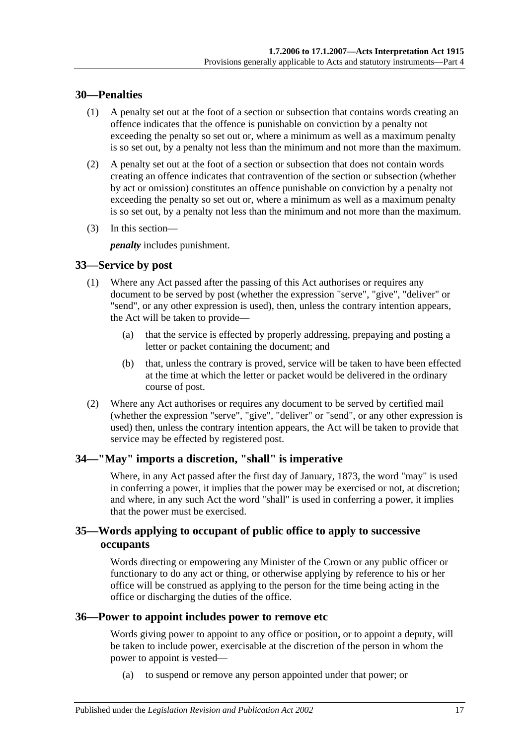## 30—Penalties

(1) A penalty set out at the foot of a section or subsection that contains words creating an offence indicates that the offence is punishable on conviction by a penalty not exceeding the penalty so set out or, where a minimum as well as a maximum penalty is so set out, by a penalty not less than the minimum and not more than the maximum.

(2) A penalty set out at the foot of a section or subsection that does not contain words creating an offence indicates that contravention of the section or subsection (whether by act or omission) constitutes an offence punishable on conviction by a penalty not exceeding the penalty so set out or, where a minimum as well as a maximum penalty is so set out, by a penalty not less than the minimum and not more than the maximum.

(3) In this section—

***penalty*** includes punishment.

## 33—Service by post

(1) Where any Act passed after the passing of this Act authorises or requires any document to be served by post (whether the expression "serve", "give", "deliver" or "send", or any other expression is used), then, unless the contrary intention appears, the Act will be taken to provide—

(a) that the service is effected by properly addressing, prepaying and posting a letter or packet containing the document; and

(b) that, unless the contrary is proved, service will be taken to have been effected at the time at which the letter or packet would be delivered in the ordinary course of post.

(2) Where any Act authorises or requires any document to be served by certified mail (whether the expression "serve", "give", "deliver" or "send", or any other expression is used) then, unless the contrary intention appears, the Act will be taken to provide that service may be effected by registered post.

## 34—"May" imports a discretion, "shall" is imperative

Where, in any Act passed after the first day of January, 1873, the word "may" is used in conferring a power, it implies that the power may be exercised or not, at discretion; and where, in any such Act the word "shall" is used in conferring a power, it implies that the power must be exercised.

## 35—Words applying to occupant of public office to apply to successive occupants

Words directing or empowering any Minister of the Crown or any public officer or functionary to do any act or thing, or otherwise applying by reference to his or her office will be construed as applying to the person for the time being acting in the office or discharging the duties of the office.

## 36—Power to appoint includes power to remove etc

Words giving power to appoint to any office or position, or to appoint a deputy, will be taken to include power, exercisable at the discretion of the person in whom the power to appoint is vested—

(a) to suspend or remove any person appointed under that power; or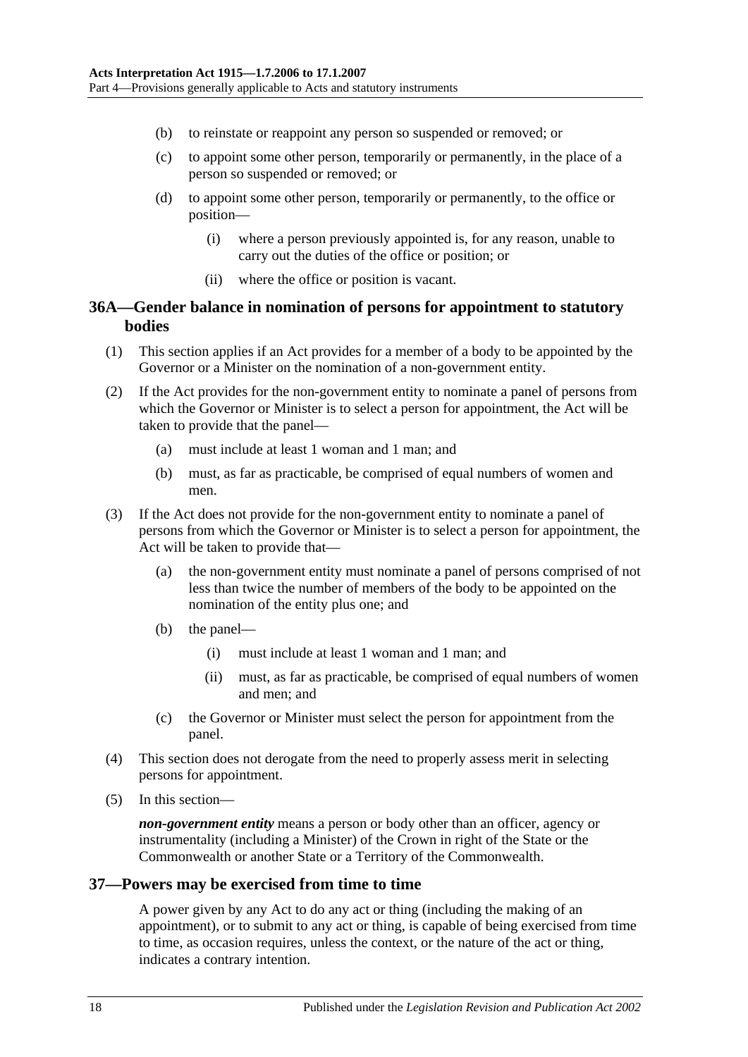(b) to reinstate or reappoint any person so suspended or removed; or

(c) to appoint some other person, temporarily or permanently, in the place of a person so suspended or removed; or

(d) to appoint some other person, temporarily or permanently, to the office or position—

(i) where a person previously appointed is, for any reason, unable to carry out the duties of the office or position; or

(ii) where the office or position is vacant.

## 36A—Gender balance in nomination of persons for appointment to statutory bodies

(1) This section applies if an Act provides for a member of a body to be appointed by the Governor or a Minister on the nomination of a non-government entity.

(2) If the Act provides for the non-government entity to nominate a panel of persons from which the Governor or Minister is to select a person for appointment, the Act will be taken to provide that the panel—

(a) must include at least 1 woman and 1 man; and

(b) must, as far as practicable, be comprised of equal numbers of women and men.

(3) If the Act does not provide for the non-government entity to nominate a panel of persons from which the Governor or Minister is to select a person for appointment, the Act will be taken to provide that—

(a) the non-government entity must nominate a panel of persons comprised of not less than twice the number of members of the body to be appointed on the nomination of the entity plus one; and

(b) the panel—

(i) must include at least 1 woman and 1 man; and

(ii) must, as far as practicable, be comprised of equal numbers of women and men; and

(c) the Governor or Minister must select the person for appointment from the panel.

(4) This section does not derogate from the need to properly assess merit in selecting persons for appointment.

(5) In this section—

***non-government entity*** means a person or body other than an officer, agency or instrumentality (including a Minister) of the Crown in right of the State or the Commonwealth or another State or a Territory of the Commonwealth.

## 37—Powers may be exercised from time to time

A power given by any Act to do any act or thing (including the making of an appointment), or to submit to any act or thing, is capable of being exercised from time to time, as occasion requires, unless the context, or the nature of the act or thing, indicates a contrary intention.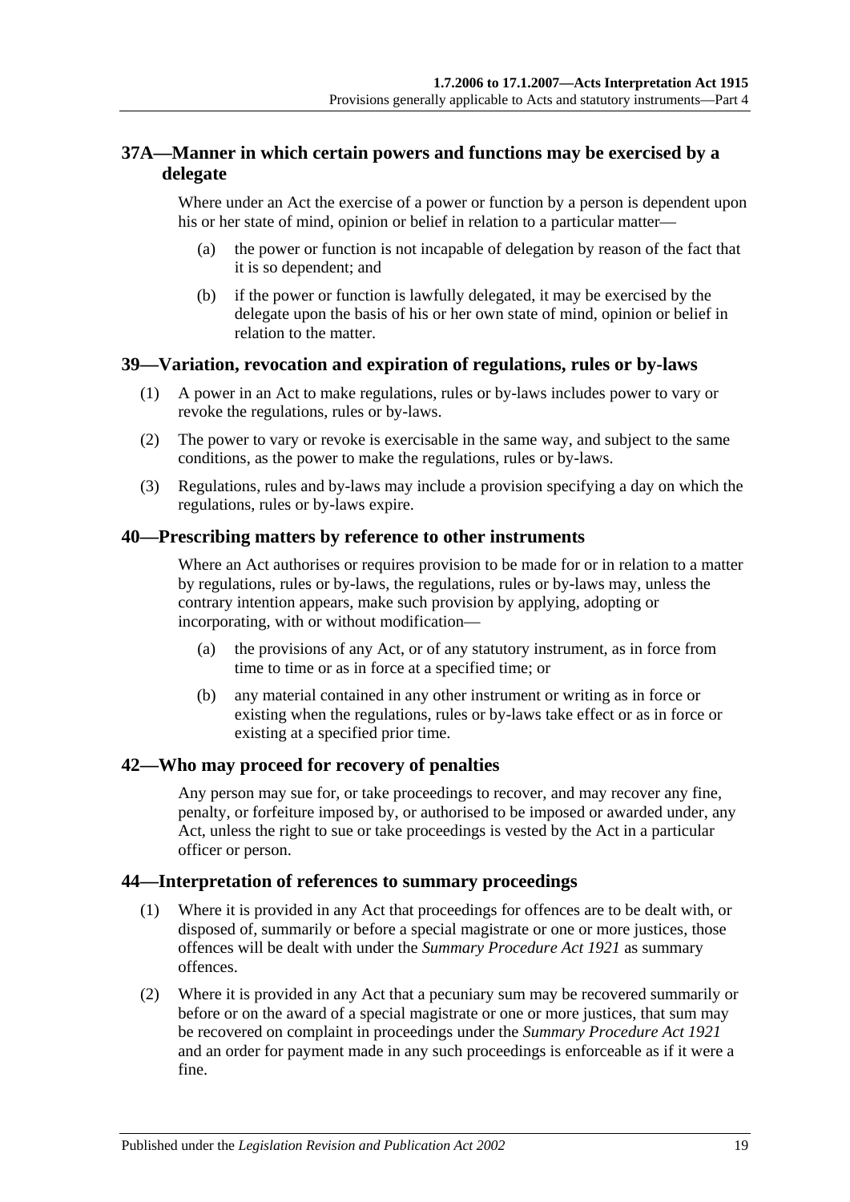## 37A—Manner in which certain powers and functions may be exercised by a delegate

Where under an Act the exercise of a power or function by a person is dependent upon his or her state of mind, opinion or belief in relation to a particular matter—

(a) the power or function is not incapable of delegation by reason of the fact that it is so dependent; and

(b) if the power or function is lawfully delegated, it may be exercised by the delegate upon the basis of his or her own state of mind, opinion or belief in relation to the matter.

## 39—Variation, revocation and expiration of regulations, rules or by-laws

(1) A power in an Act to make regulations, rules or by-laws includes power to vary or revoke the regulations, rules or by-laws.

(2) The power to vary or revoke is exercisable in the same way, and subject to the same conditions, as the power to make the regulations, rules or by-laws.

(3) Regulations, rules and by-laws may include a provision specifying a day on which the regulations, rules or by-laws expire.

## 40—Prescribing matters by reference to other instruments

Where an Act authorises or requires provision to be made for or in relation to a matter by regulations, rules or by-laws, the regulations, rules or by-laws may, unless the contrary intention appears, make such provision by applying, adopting or incorporating, with or without modification—

(a) the provisions of any Act, or of any statutory instrument, as in force from time to time or as in force at a specified time; or

(b) any material contained in any other instrument or writing as in force or existing when the regulations, rules or by-laws take effect or as in force or existing at a specified prior time.

## 42—Who may proceed for recovery of penalties

Any person may sue for, or take proceedings to recover, and may recover any fine, penalty, or forfeiture imposed by, or authorised to be imposed or awarded under, any Act, unless the right to sue or take proceedings is vested by the Act in a particular officer or person.

## 44—Interpretation of references to summary proceedings

(1) Where it is provided in any Act that proceedings for offences are to be dealt with, or disposed of, summarily or before a special magistrate or one or more justices, those offences will be dealt with under the *Summary Procedure Act 1921* as summary offences.

(2) Where it is provided in any Act that a pecuniary sum may be recovered summarily or before or on the award of a special magistrate or one or more justices, that sum may be recovered on complaint in proceedings under the *Summary Procedure Act 1921* and an order for payment made in any such proceedings is enforceable as if it were a fine.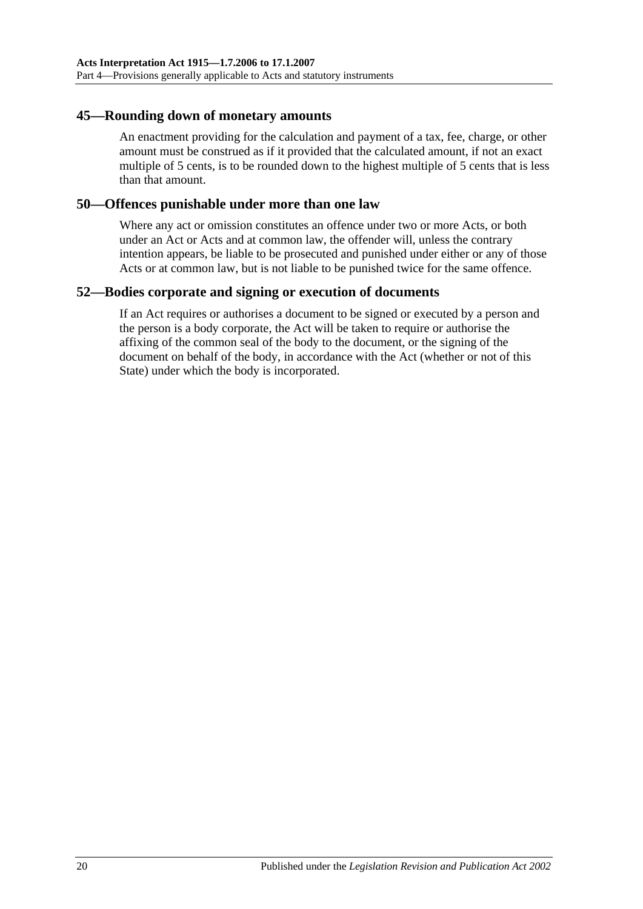## 45—Rounding down of monetary amounts

An enactment providing for the calculation and payment of a tax, fee, charge, or other amount must be construed as if it provided that the calculated amount, if not an exact multiple of 5 cents, is to be rounded down to the highest multiple of 5 cents that is less than that amount.

## 50—Offences punishable under more than one law

Where any act or omission constitutes an offence under two or more Acts, or both under an Act or Acts and at common law, the offender will, unless the contrary intention appears, be liable to be prosecuted and punished under either or any of those Acts or at common law, but is not liable to be punished twice for the same offence.

## 52—Bodies corporate and signing or execution of documents

If an Act requires or authorises a document to be signed or executed by a person and the person is a body corporate, the Act will be taken to require or authorise the affixing of the common seal of the body to the document, or the signing of the document on behalf of the body, in accordance with the Act (whether or not of this State) under which the body is incorporated.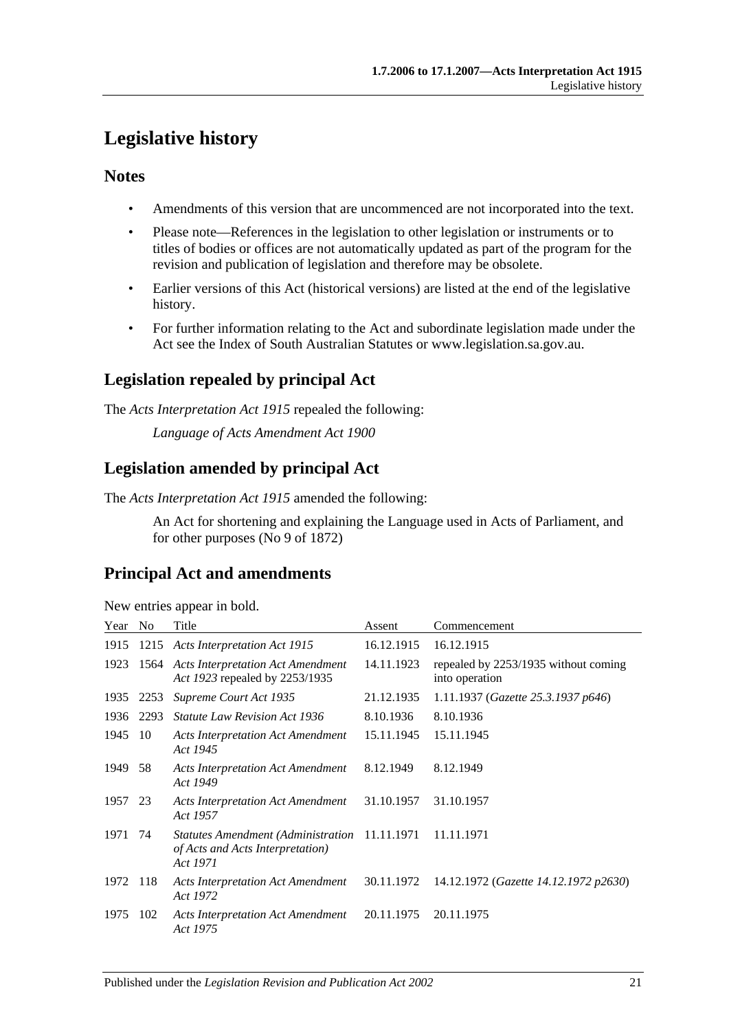# Legislative history

## Notes

- Amendments of this version that are uncommenced are not incorporated into the text.
- Please note—References in the legislation to other legislation or instruments or to titles of bodies or offices are not automatically updated as part of the program for the revision and publication of legislation and therefore may be obsolete.
- Earlier versions of this Act (historical versions) are listed at the end of the legislative history.
- For further information relating to the Act and subordinate legislation made under the Act see the Index of South Australian Statutes or www.legislation.sa.gov.au.

## Legislation repealed by principal Act

The *Acts Interpretation Act 1915* repealed the following:

*Language of Acts Amendment Act 1900*

## Legislation amended by principal Act

The *Acts Interpretation Act 1915* amended the following:

An Act for shortening and explaining the Language used in Acts of Parliament, and for other purposes (No 9 of 1872)

## Principal Act and amendments

New entries appear in bold.

| Year | No | Title | Assent | Commencement |
|---|---|---|---|---|
| 1915 | 1215 | *Acts Interpretation Act 1915* | 16.12.1915 | 16.12.1915 |
| 1923 | 1564 | *Acts Interpretation Act Amendment Act 1923* repealed by 2253/1935 | 14.11.1923 | repealed by 2253/1935 without coming into operation |
| 1935 | 2253 | *Supreme Court Act 1935* | 21.12.1935 | 1.11.1937 (*Gazette 25.3.1937 p646*) |
| 1936 | 2293 | *Statute Law Revision Act 1936* | 8.10.1936 | 8.10.1936 |
| 1945 | 10 | *Acts Interpretation Act Amendment Act 1945* | 15.11.1945 | 15.11.1945 |
| 1949 | 58 | *Acts Interpretation Act Amendment Act 1949* | 8.12.1949 | 8.12.1949 |
| 1957 | 23 | *Acts Interpretation Act Amendment Act 1957* | 31.10.1957 | 31.10.1957 |
| 1971 | 74 | *Statutes Amendment (Administration of Acts and Acts Interpretation) Act 1971* | 11.11.1971 | 11.11.1971 |
| 1972 | 118 | *Acts Interpretation Act Amendment Act 1972* | 30.11.1972 | 14.12.1972 (*Gazette 14.12.1972 p2630*) |
| 1975 | 102 | *Acts Interpretation Act Amendment Act 1975* | 20.11.1975 | 20.11.1975 |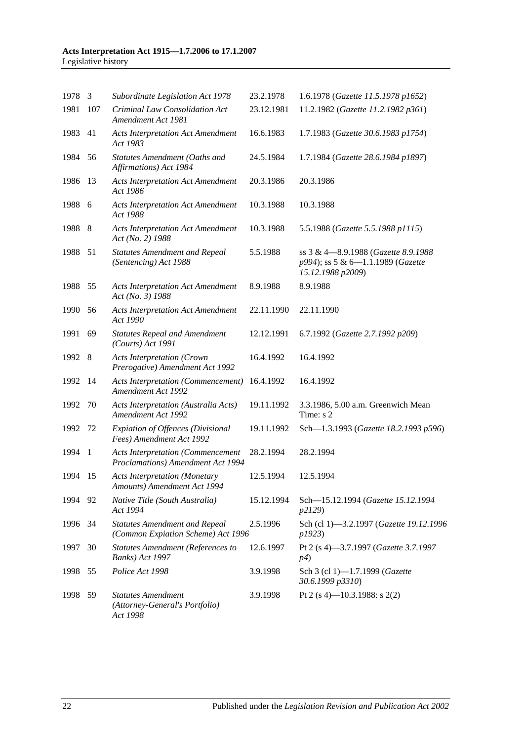| 1978 | 3 | *Subordinate Legislation Act 1978* | 23.2.1978 | 1.6.1978 (*Gazette 11.5.1978 p1652*) |
|---|---|---|---|---|
| 1981 | 107 | *Criminal Law Consolidation Act Amendment Act 1981* | 23.12.1981 | 11.2.1982 (*Gazette 11.2.1982 p361*) |
| 1983 | 41 | *Acts Interpretation Act Amendment Act 1983* | 16.6.1983 | 1.7.1983 (*Gazette 30.6.1983 p1754*) |
| 1984 | 56 | *Statutes Amendment (Oaths and Affirmations) Act 1984* | 24.5.1984 | 1.7.1984 (*Gazette 28.6.1984 p1897*) |
| 1986 | 13 | *Acts Interpretation Act Amendment Act 1986* | 20.3.1986 | 20.3.1986 |
| 1988 | 6 | *Acts Interpretation Act Amendment Act 1988* | 10.3.1988 | 10.3.1988 |
| 1988 | 8 | *Acts Interpretation Act Amendment Act (No. 2) 1988* | 10.3.1988 | 5.5.1988 (*Gazette 5.5.1988 p1115*) |
| 1988 | 51 | *Statutes Amendment and Repeal (Sentencing) Act 1988* | 5.5.1988 | ss 3 & 4—8.9.1988 (*Gazette 8.9.1988 p994*); ss 5 & 6—1.1.1989 (*Gazette 15.12.1988 p2009*) |
| 1988 | 55 | *Acts Interpretation Act Amendment Act (No. 3) 1988* | 8.9.1988 | 8.9.1988 |
| 1990 | 56 | *Acts Interpretation Act Amendment Act 1990* | 22.11.1990 | 22.11.1990 |
| 1991 | 69 | *Statutes Repeal and Amendment (Courts) Act 1991* | 12.12.1991 | 6.7.1992 (*Gazette 2.7.1992 p209*) |
| 1992 | 8 | *Acts Interpretation (Crown Prerogative) Amendment Act 1992* | 16.4.1992 | 16.4.1992 |
| 1992 | 14 | *Acts Interpretation (Commencement) Amendment Act 1992* | 16.4.1992 | 16.4.1992 |
| 1992 | 70 | *Acts Interpretation (Australia Acts) Amendment Act 1992* | 19.11.1992 | 3.3.1986, 5.00 a.m. Greenwich Mean Time: s 2 |
| 1992 | 72 | *Expiation of Offences (Divisional Fees) Amendment Act 1992* | 19.11.1992 | Sch—1.3.1993 (*Gazette 18.2.1993 p596*) |
| 1994 | 1 | *Acts Interpretation (Commencement Proclamations) Amendment Act 1994* | 28.2.1994 | 28.2.1994 |
| 1994 | 15 | *Acts Interpretation (Monetary Amounts) Amendment Act 1994* | 12.5.1994 | 12.5.1994 |
| 1994 | 92 | *Native Title (South Australia) Act 1994* | 15.12.1994 | Sch—15.12.1994 (*Gazette 15.12.1994 p2129*) |
| 1996 | 34 | *Statutes Amendment and Repeal (Common Expiation Scheme) Act 1996* | 2.5.1996 | Sch (cl 1)—3.2.1997 (*Gazette 19.12.1996 p1923*) |
| 1997 | 30 | *Statutes Amendment (References to Banks) Act 1997* | 12.6.1997 | Pt 2 (s 4)—3.7.1997 (*Gazette 3.7.1997 p4*) |
| 1998 | 55 | *Police Act 1998* | 3.9.1998 | Sch 3 (cl 1)—1.7.1999 (*Gazette 30.6.1999 p3310*) |
| 1998 | 59 | *Statutes Amendment (Attorney-General's Portfolio) Act 1998* | 3.9.1998 | Pt 2 (s 4)—10.3.1988: s 2(2) |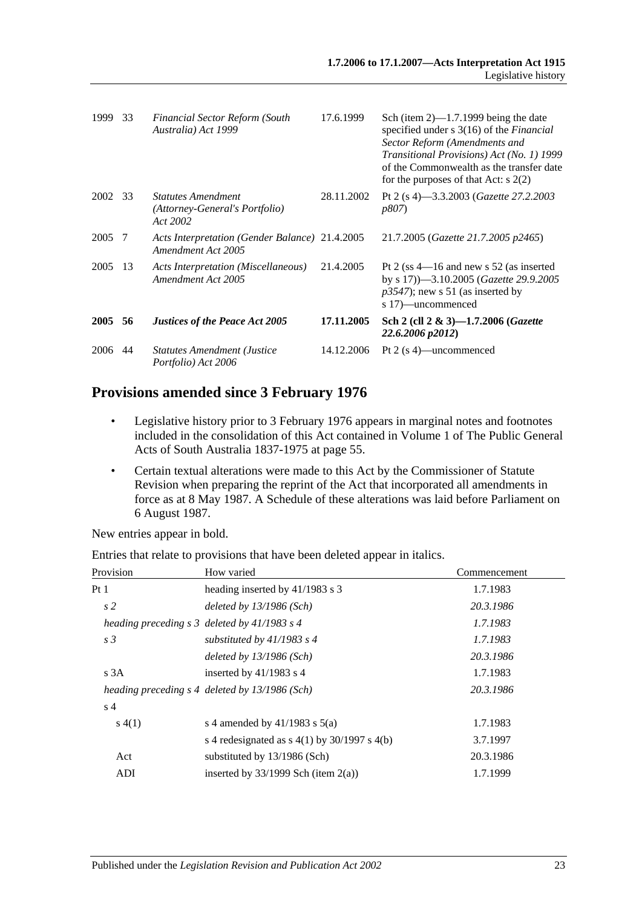| | | | | |
|---|---|---|---|---|
| 1999 | 33 | *Financial Sector Reform (South Australia) Act 1999* | 17.6.1999 | Sch (item 2)—1.7.1999 being the date specified under s 3(16) of the *Financial Sector Reform (Amendments and Transitional Provisions) Act (No. 1) 1999* of the Commonwealth as the transfer date for the purposes of that Act: s 2(2) |
| 2002 | 33 | *Statutes Amendment (Attorney-General's Portfolio) Act 2002* | 28.11.2002 | Pt 2 (s 4)—3.3.2003 (*Gazette 27.2.2003 p807*) |
| 2005 | 7 | *Acts Interpretation (Gender Balance) Amendment Act 2005* | 21.4.2005 | 21.7.2005 (*Gazette 21.7.2005 p2465*) |
| 2005 | 13 | *Acts Interpretation (Miscellaneous) Amendment Act 2005* | 21.4.2005 | Pt 2 (ss 4—16 and new s 52 (as inserted by s 17))—3.10.2005 (*Gazette 29.9.2005 p3547*); new s 51 (as inserted by s 17)—uncommenced |
| **2005** | **56** | ***Justices of the Peace Act 2005*** | **17.11.2005** | **Sch 2 (cll 2 & 3)—1.7.2006 (*Gazette 22.6.2006 p2012*)** |
| 2006 | 44 | *Statutes Amendment (Justice Portfolio) Act 2006* | 14.12.2006 | Pt 2 (s 4)—uncommenced |

## Provisions amended since 3 February 1976

- Legislative history prior to 3 February 1976 appears in marginal notes and footnotes included in the consolidation of this Act contained in Volume 1 of The Public General Acts of South Australia 1837-1975 at page 55.
- Certain textual alterations were made to this Act by the Commissioner of Statute Revision when preparing the reprint of the Act that incorporated all amendments in force as at 8 May 1987. A Schedule of these alterations was laid before Parliament on 6 August 1987.

New entries appear in bold.

Entries that relate to provisions that have been deleted appear in italics.

| Provision | How varied | Commencement |
|---|---|---|
| Pt 1 | heading inserted by 41/1983 s 3 | 1.7.1983 |
| *s 2* | *deleted by 13/1986 (Sch)* | *20.3.1986* |
| *heading preceding s 3* | *deleted by 41/1983 s 4* | *1.7.1983* |
| *s 3* | *substituted by 41/1983 s 4* | *1.7.1983* |
| | *deleted by 13/1986 (Sch)* | *20.3.1986* |
| s 3A | inserted by 41/1983 s 4 | 1.7.1983 |
| *heading preceding s 4* | *deleted by 13/1986 (Sch)* | *20.3.1986* |
| s 4 | | |
| s 4(1) | s 4 amended by 41/1983 s 5(a) | 1.7.1983 |
| | s 4 redesignated as s 4(1) by 30/1997 s 4(b) | 3.7.1997 |
| Act | substituted by 13/1986 (Sch) | 20.3.1986 |
| ADI | inserted by 33/1999 Sch (item 2(a)) | 1.7.1999 |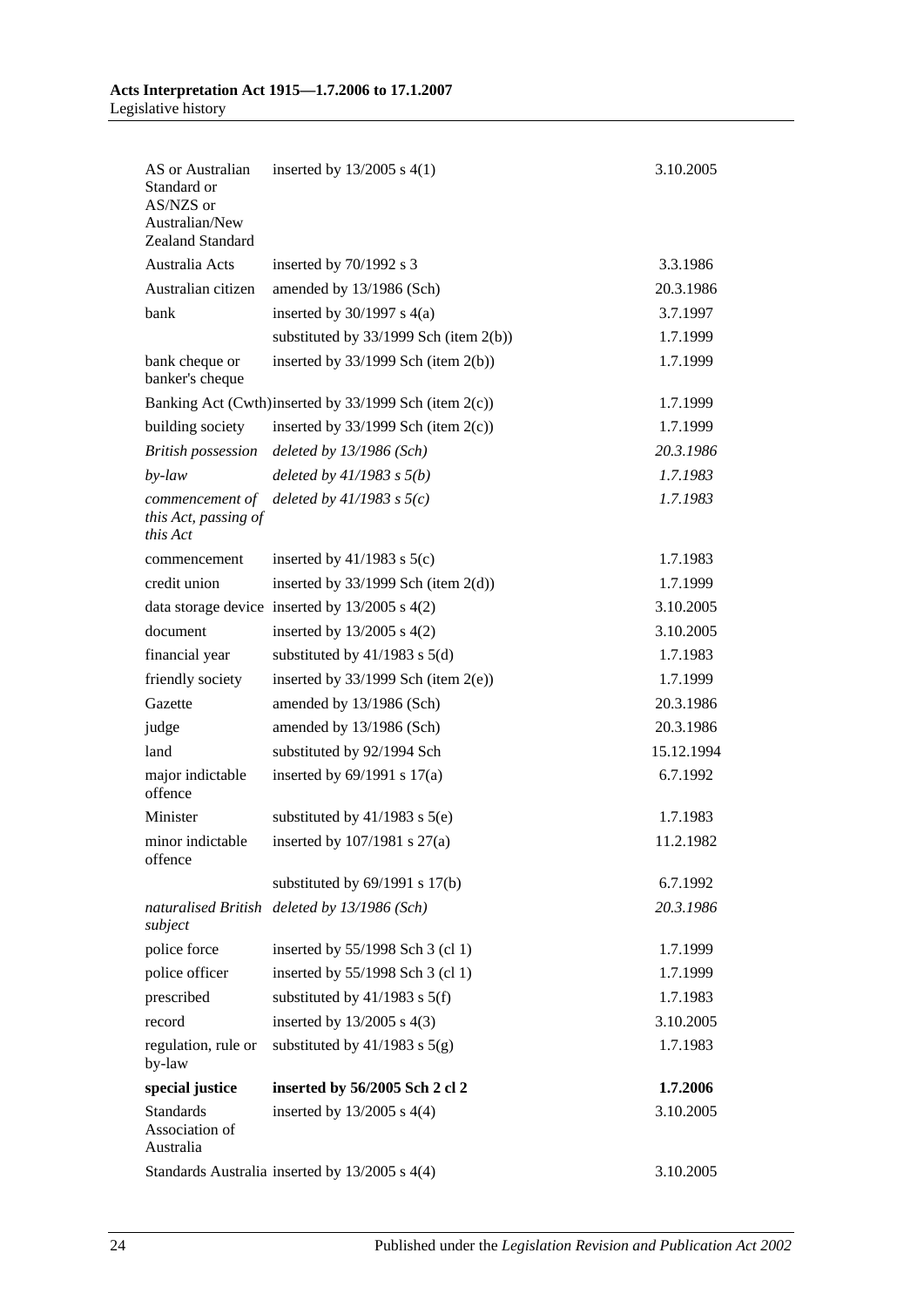| | | |
|---|---|---|
| AS or Australian Standard or AS/NZS or Australian/New Zealand Standard | inserted by 13/2005 s 4(1) | 3.10.2005 |
| Australia Acts | inserted by 70/1992 s 3 | 3.3.1986 |
| Australian citizen | amended by 13/1986 (Sch) | 20.3.1986 |
| bank | inserted by 30/1997 s 4(a) | 3.7.1997 |
| | substituted by 33/1999 Sch (item 2(b)) | 1.7.1999 |
| bank cheque or banker's cheque | inserted by 33/1999 Sch (item 2(b)) | 1.7.1999 |
| Banking Act (Cwth) | inserted by 33/1999 Sch (item 2(c)) | 1.7.1999 |
| building society | inserted by 33/1999 Sch (item 2(c)) | 1.7.1999 |
| *British possession* | *deleted by 13/1986 (Sch)* | *20.3.1986* |
| *by-law* | *deleted by 41/1983 s 5(b)* | *1.7.1983* |
| *commencement of this Act, passing of this Act* | *deleted by 41/1983 s 5(c)* | *1.7.1983* |
| commencement | inserted by 41/1983 s 5(c) | 1.7.1983 |
| credit union | inserted by 33/1999 Sch (item 2(d)) | 1.7.1999 |
| data storage device | inserted by 13/2005 s 4(2) | 3.10.2005 |
| document | inserted by 13/2005 s 4(2) | 3.10.2005 |
| financial year | substituted by 41/1983 s 5(d) | 1.7.1983 |
| friendly society | inserted by 33/1999 Sch (item 2(e)) | 1.7.1999 |
| Gazette | amended by 13/1986 (Sch) | 20.3.1986 |
| judge | amended by 13/1986 (Sch) | 20.3.1986 |
| land | substituted by 92/1994 Sch | 15.12.1994 |
| major indictable offence | inserted by 69/1991 s 17(a) | 6.7.1992 |
| Minister | substituted by 41/1983 s 5(e) | 1.7.1983 |
| minor indictable offence | inserted by 107/1981 s 27(a) | 11.2.1982 |
| | substituted by 69/1991 s 17(b) | 6.7.1992 |
| *naturalised British subject* | *deleted by 13/1986 (Sch)* | *20.3.1986* |
| police force | inserted by 55/1998 Sch 3 (cl 1) | 1.7.1999 |
| police officer | inserted by 55/1998 Sch 3 (cl 1) | 1.7.1999 |
| prescribed | substituted by 41/1983 s 5(f) | 1.7.1983 |
| record | inserted by 13/2005 s 4(3) | 3.10.2005 |
| regulation, rule or by-law | substituted by 41/1983 s 5(g) | 1.7.1983 |
| **special justice** | **inserted by 56/2005 Sch 2 cl 2** | **1.7.2006** |
| Standards Association of Australia | inserted by 13/2005 s 4(4) | 3.10.2005 |
| Standards Australia | inserted by 13/2005 s 4(4) | 3.10.2005 |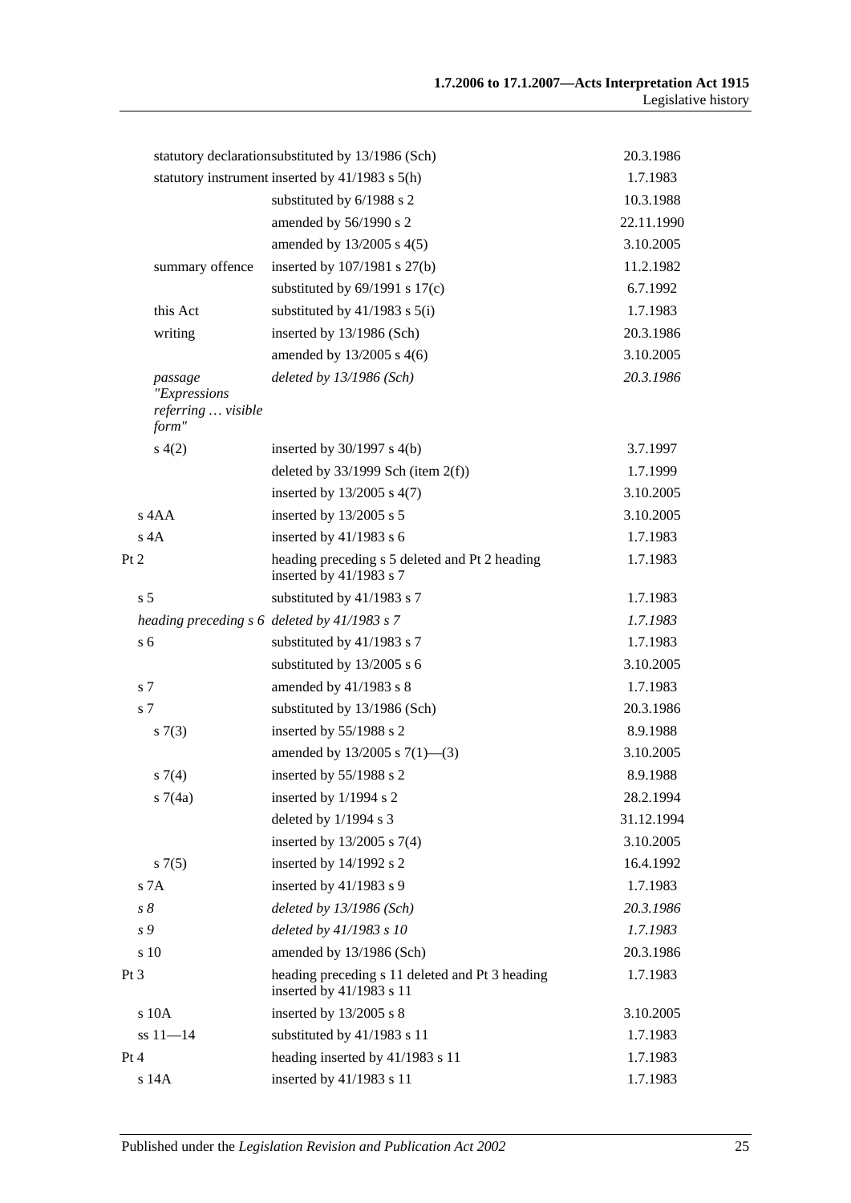| | | |
|---|---|---|
| statutory declaration | substituted by 13/1986 (Sch) | 20.3.1986 |
| statutory instrument | inserted by 41/1983 s 5(h) | 1.7.1983 |
| | substituted by 6/1988 s 2 | 10.3.1988 |
| | amended by 56/1990 s 2 | 22.11.1990 |
| | amended by 13/2005 s 4(5) | 3.10.2005 |
| summary offence | inserted by 107/1981 s 27(b) | 11.2.1982 |
| | substituted by 69/1991 s 17(c) | 6.7.1992 |
| this Act | substituted by 41/1983 s 5(i) | 1.7.1983 |
| writing | inserted by 13/1986 (Sch) | 20.3.1986 |
| | amended by 13/2005 s 4(6) | 3.10.2005 |
| *passage "Expressions referring … visible form"* | *deleted by 13/1986 (Sch)* | *20.3.1986* |
| s 4(2) | inserted by 30/1997 s 4(b) | 3.7.1997 |
| | deleted by 33/1999 Sch (item 2(f)) | 1.7.1999 |
| | inserted by 13/2005 s 4(7) | 3.10.2005 |
| s 4AA | inserted by 13/2005 s 5 | 3.10.2005 |
| s 4A | inserted by 41/1983 s 6 | 1.7.1983 |
| Pt 2 | heading preceding s 5 deleted and Pt 2 heading inserted by 41/1983 s 7 | 1.7.1983 |
| s 5 | substituted by 41/1983 s 7 | 1.7.1983 |
| *heading preceding s 6* | *deleted by 41/1983 s 7* | *1.7.1983* |
| s 6 | substituted by 41/1983 s 7 | 1.7.1983 |
| | substituted by 13/2005 s 6 | 3.10.2005 |
| s 7 | amended by 41/1983 s 8 | 1.7.1983 |
| s 7 | substituted by 13/1986 (Sch) | 20.3.1986 |
| s 7(3) | inserted by 55/1988 s 2 | 8.9.1988 |
| | amended by 13/2005 s 7(1)—(3) | 3.10.2005 |
| s 7(4) | inserted by 55/1988 s 2 | 8.9.1988 |
| s 7(4a) | inserted by 1/1994 s 2 | 28.2.1994 |
| | deleted by 1/1994 s 3 | 31.12.1994 |
| | inserted by 13/2005 s 7(4) | 3.10.2005 |
| s 7(5) | inserted by 14/1992 s 2 | 16.4.1992 |
| s 7A | inserted by 41/1983 s 9 | 1.7.1983 |
| *s 8* | *deleted by 13/1986 (Sch)* | *20.3.1986* |
| *s 9* | *deleted by 41/1983 s 10* | *1.7.1983* |
| s 10 | amended by 13/1986 (Sch) | 20.3.1986 |
| Pt 3 | heading preceding s 11 deleted and Pt 3 heading inserted by 41/1983 s 11 | 1.7.1983 |
| s 10A | inserted by 13/2005 s 8 | 3.10.2005 |
| ss 11—14 | substituted by 41/1983 s 11 | 1.7.1983 |
| Pt 4 | heading inserted by 41/1983 s 11 | 1.7.1983 |
| s 14A | inserted by 41/1983 s 11 | 1.7.1983 |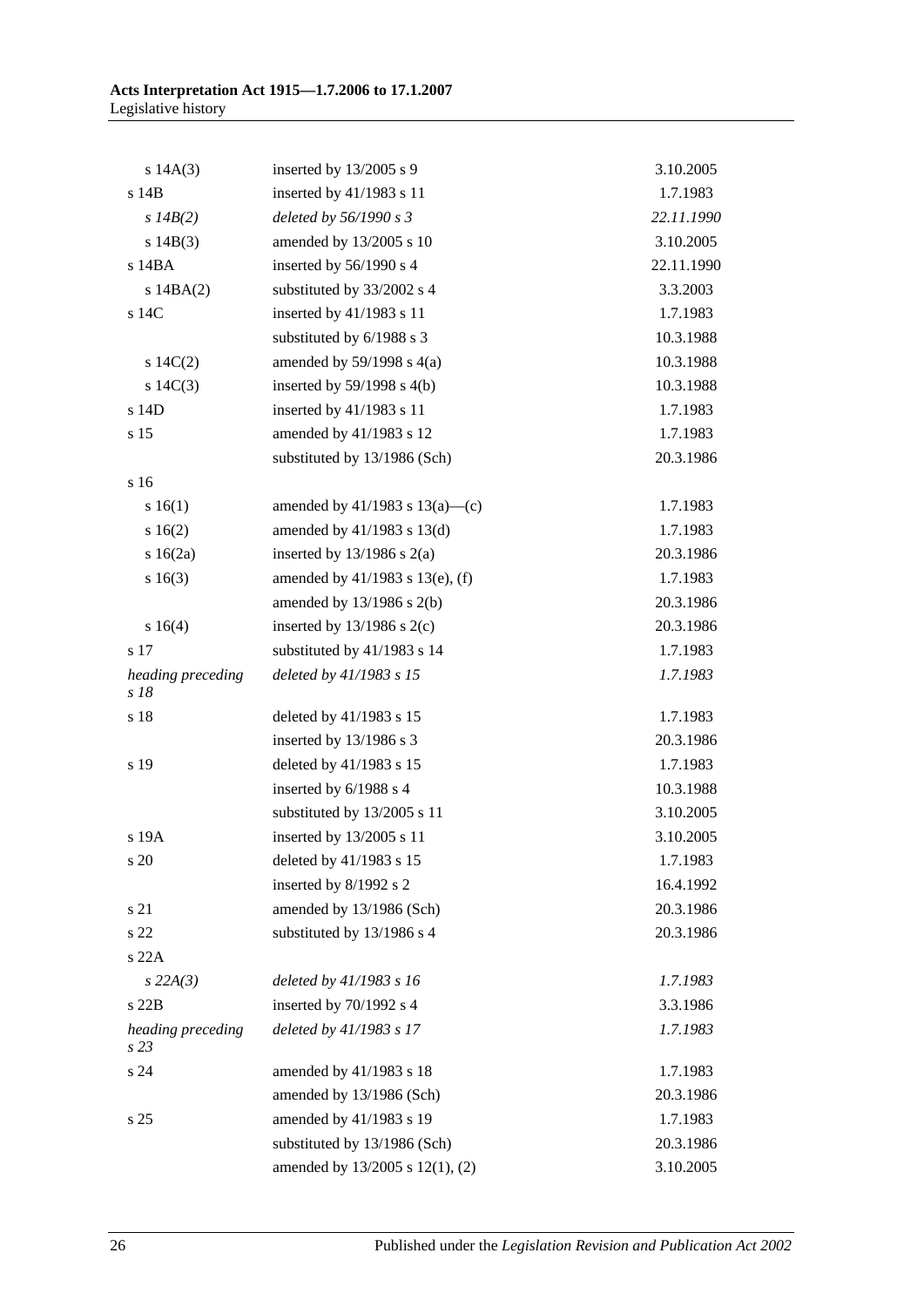| | | |
|---|---|---|
| s 14A(3) | inserted by 13/2005 s 9 | 3.10.2005 |
| s 14B | inserted by 41/1983 s 11 | 1.7.1983 |
| *s 14B(2)* | *deleted by 56/1990 s 3* | *22.11.1990* |
| s 14B(3) | amended by 13/2005 s 10 | 3.10.2005 |
| s 14BA | inserted by 56/1990 s 4 | 22.11.1990 |
| s 14BA(2) | substituted by 33/2002 s 4 | 3.3.2003 |
| s 14C | inserted by 41/1983 s 11 | 1.7.1983 |
| | substituted by 6/1988 s 3 | 10.3.1988 |
| s 14C(2) | amended by 59/1998 s 4(a) | 10.3.1988 |
| s 14C(3) | inserted by 59/1998 s 4(b) | 10.3.1988 |
| s 14D | inserted by 41/1983 s 11 | 1.7.1983 |
| s 15 | amended by 41/1983 s 12 | 1.7.1983 |
| | substituted by 13/1986 (Sch) | 20.3.1986 |
| s 16 | | |
| s 16(1) | amended by 41/1983 s 13(a)—(c) | 1.7.1983 |
| s 16(2) | amended by 41/1983 s 13(d) | 1.7.1983 |
| s 16(2a) | inserted by 13/1986 s 2(a) | 20.3.1986 |
| s 16(3) | amended by 41/1983 s 13(e), (f) | 1.7.1983 |
| | amended by 13/1986 s 2(b) | 20.3.1986 |
| s 16(4) | inserted by 13/1986 s 2(c) | 20.3.1986 |
| s 17 | substituted by 41/1983 s 14 | 1.7.1983 |
| *heading preceding s 18* | *deleted by 41/1983 s 15* | *1.7.1983* |
| s 18 | deleted by 41/1983 s 15 | 1.7.1983 |
| | inserted by 13/1986 s 3 | 20.3.1986 |
| s 19 | deleted by 41/1983 s 15 | 1.7.1983 |
| | inserted by 6/1988 s 4 | 10.3.1988 |
| | substituted by 13/2005 s 11 | 3.10.2005 |
| s 19A | inserted by 13/2005 s 11 | 3.10.2005 |
| s 20 | deleted by 41/1983 s 15 | 1.7.1983 |
| | inserted by 8/1992 s 2 | 16.4.1992 |
| s 21 | amended by 13/1986 (Sch) | 20.3.1986 |
| s 22 | substituted by 13/1986 s 4 | 20.3.1986 |
| s 22A | | |
| *s 22A(3)* | *deleted by 41/1983 s 16* | *1.7.1983* |
| s 22B | inserted by 70/1992 s 4 | 3.3.1986 |
| *heading preceding s 23* | *deleted by 41/1983 s 17* | *1.7.1983* |
| s 24 | amended by 41/1983 s 18 | 1.7.1983 |
| | amended by 13/1986 (Sch) | 20.3.1986 |
| s 25 | amended by 41/1983 s 19 | 1.7.1983 |
| | substituted by 13/1986 (Sch) | 20.3.1986 |
| | amended by 13/2005 s 12(1), (2) | 3.10.2005 |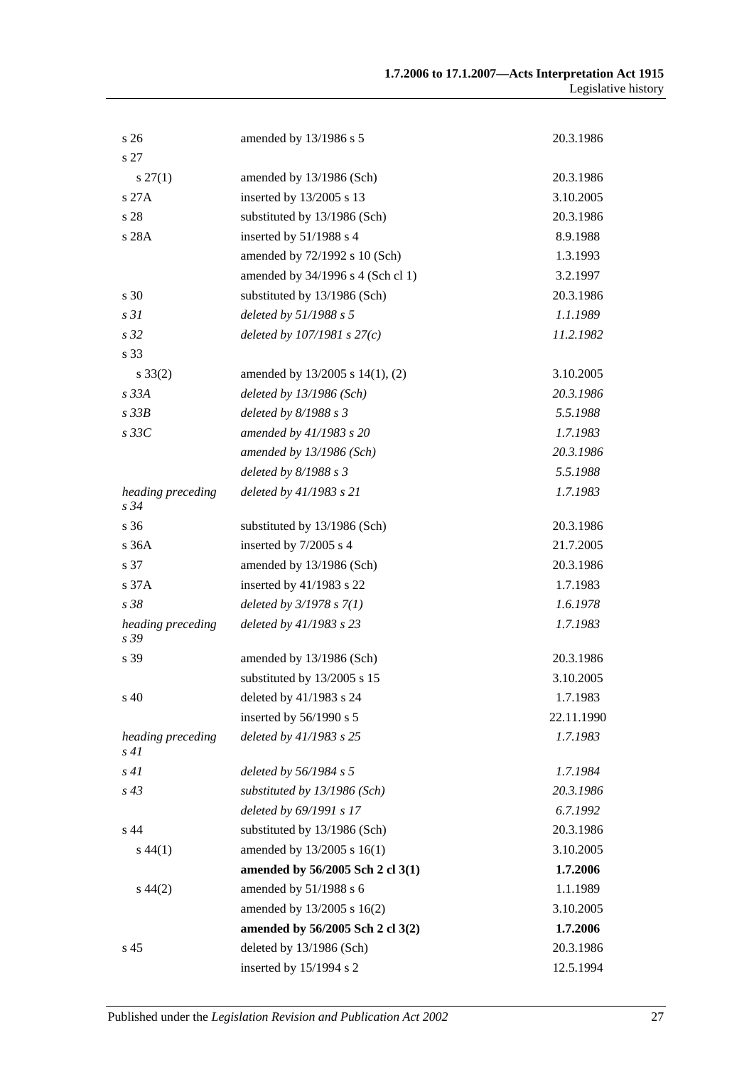| | | |
|---|---|---|
| s 26 | amended by 13/1986 s 5 | 20.3.1986 |
| s 27 | | |
| s 27(1) | amended by 13/1986 (Sch) | 20.3.1986 |
| s 27A | inserted by 13/2005 s 13 | 3.10.2005 |
| s 28 | substituted by 13/1986 (Sch) | 20.3.1986 |
| s 28A | inserted by 51/1988 s 4 | 8.9.1988 |
| | amended by 72/1992 s 10 (Sch) | 1.3.1993 |
| | amended by 34/1996 s 4 (Sch cl 1) | 3.2.1997 |
| s 30 | substituted by 13/1986 (Sch) | 20.3.1986 |
| *s 31* | *deleted by 51/1988 s 5* | *1.1.1989* |
| *s 32* | *deleted by 107/1981 s 27(c)* | *11.2.1982* |
| s 33 | | |
| s 33(2) | amended by 13/2005 s 14(1), (2) | 3.10.2005 |
| *s 33A* | *deleted by 13/1986 (Sch)* | *20.3.1986* |
| *s 33B* | *deleted by 8/1988 s 3* | *5.5.1988* |
| *s 33C* | *amended by 41/1983 s 20* | *1.7.1983* |
| | *amended by 13/1986 (Sch)* | *20.3.1986* |
| | *deleted by 8/1988 s 3* | *5.5.1988* |
| *heading preceding s 34* | *deleted by 41/1983 s 21* | *1.7.1983* |
| s 36 | substituted by 13/1986 (Sch) | 20.3.1986 |
| s 36A | inserted by 7/2005 s 4 | 21.7.2005 |
| s 37 | amended by 13/1986 (Sch) | 20.3.1986 |
| s 37A | inserted by 41/1983 s 22 | 1.7.1983 |
| *s 38* | *deleted by 3/1978 s 7(1)* | *1.6.1978* |
| *heading preceding s 39* | *deleted by 41/1983 s 23* | *1.7.1983* |
| s 39 | amended by 13/1986 (Sch) | 20.3.1986 |
| | substituted by 13/2005 s 15 | 3.10.2005 |
| s 40 | deleted by 41/1983 s 24 | 1.7.1983 |
| | inserted by 56/1990 s 5 | 22.11.1990 |
| *heading preceding s 41* | *deleted by 41/1983 s 25* | *1.7.1983* |
| *s 41* | *deleted by 56/1984 s 5* | *1.7.1984* |
| *s 43* | *substituted by 13/1986 (Sch)* | *20.3.1986* |
| | *deleted by 69/1991 s 17* | *6.7.1992* |
| s 44 | substituted by 13/1986 (Sch) | 20.3.1986 |
| s 44(1) | amended by 13/2005 s 16(1) | 3.10.2005 |
| | **amended by 56/2005 Sch 2 cl 3(1)** | **1.7.2006** |
| s 44(2) | amended by 51/1988 s 6 | 1.1.1989 |
| | amended by 13/2005 s 16(2) | 3.10.2005 |
| | **amended by 56/2005 Sch 2 cl 3(2)** | **1.7.2006** |
| s 45 | deleted by 13/1986 (Sch) | 20.3.1986 |
| | inserted by 15/1994 s 2 | 12.5.1994 |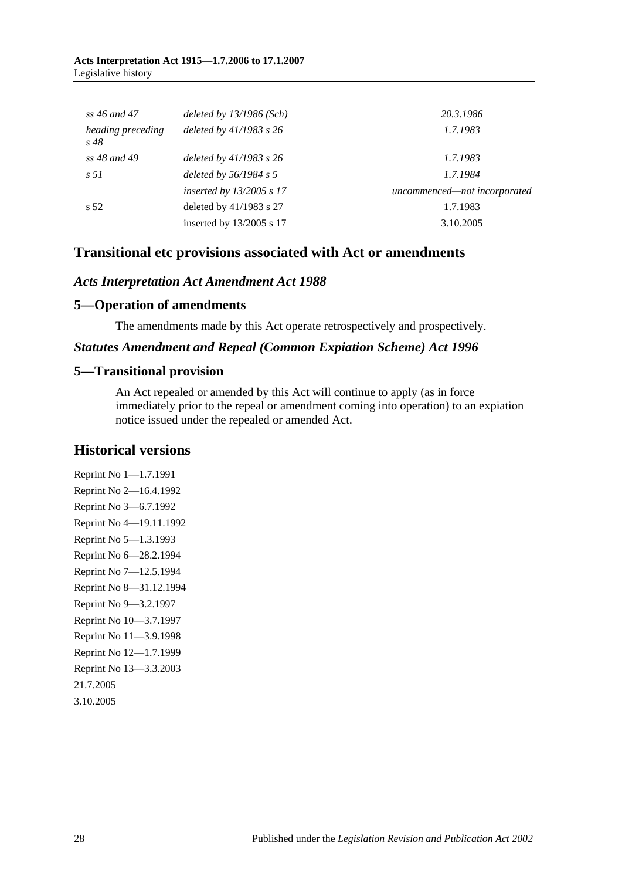| | | |
|---|---|---|
| *ss 46 and 47* | *deleted by 13/1986 (Sch)* | *20.3.1986* |
| *heading preceding s 48* | *deleted by 41/1983 s 26* | *1.7.1983* |
| *ss 48 and 49* | *deleted by 41/1983 s 26* | *1.7.1983* |
| *s 51* | *deleted by 56/1984 s 5* | *1.7.1984* |
| | *inserted by 13/2005 s 17* | *uncommenced—not incorporated* |
| s 52 | deleted by 41/1983 s 27 | 1.7.1983 |
| | inserted by 13/2005 s 17 | 3.10.2005 |

## Transitional etc provisions associated with Act or amendments

### *Acts Interpretation Act Amendment Act 1988*

### 5—Operation of amendments

The amendments made by this Act operate retrospectively and prospectively.

### *Statutes Amendment and Repeal (Common Expiation Scheme) Act 1996*

### 5—Transitional provision

An Act repealed or amended by this Act will continue to apply (as in force immediately prior to the repeal or amendment coming into operation) to an expiation notice issued under the repealed or amended Act.

## Historical versions

Reprint No 1—1.7.1991
Reprint No 2—16.4.1992
Reprint No 3—6.7.1992
Reprint No 4—19.11.1992
Reprint No 5—1.3.1993
Reprint No 6—28.2.1994
Reprint No 7—12.5.1994
Reprint No 8—31.12.1994
Reprint No 9—3.2.1997
Reprint No 10—3.7.1997
Reprint No 11—3.9.1998
Reprint No 12—1.7.1999
Reprint No 13—3.3.2003
21.7.2005
3.10.2005